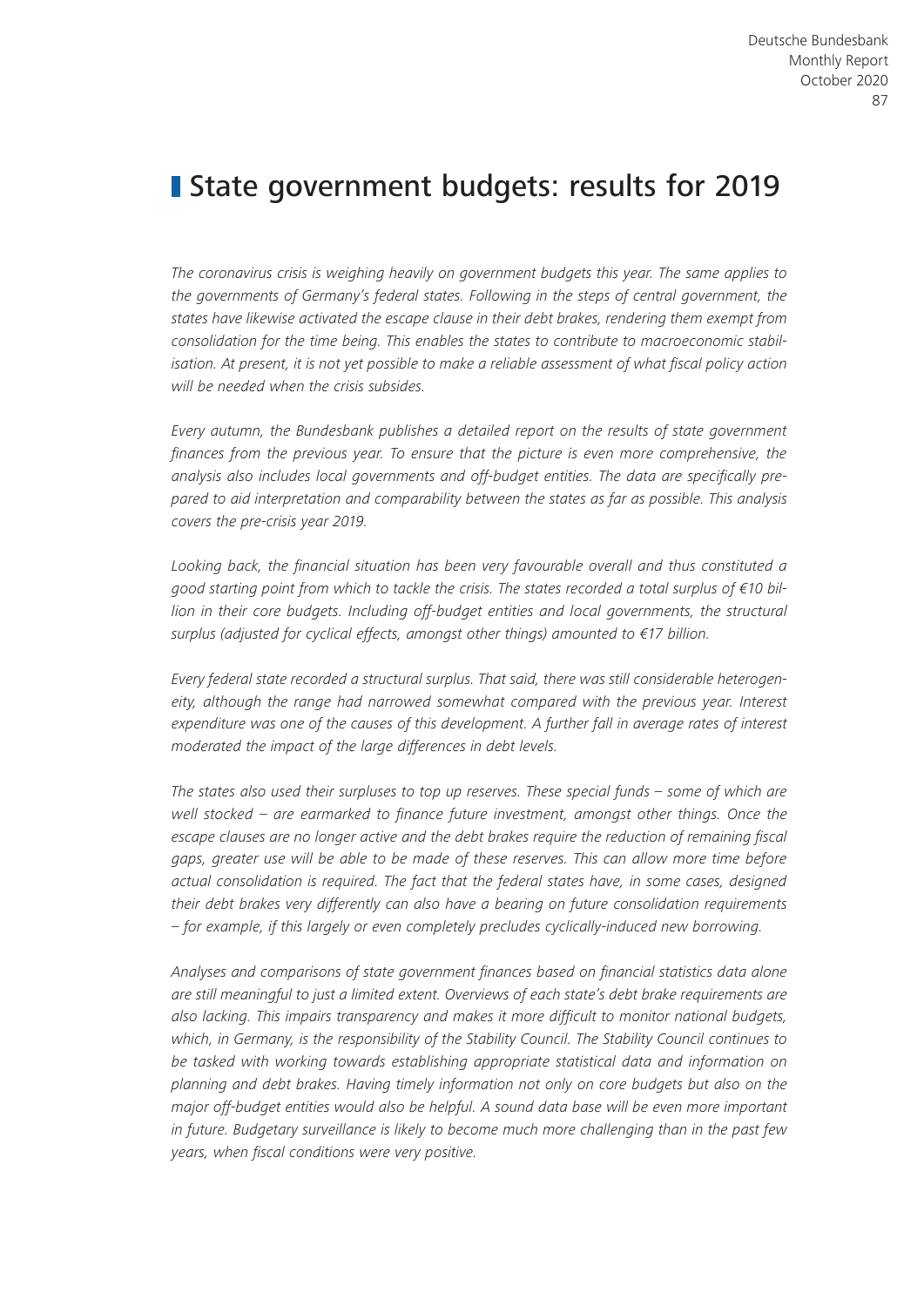# State government budgets: results for 2019

*The coronavirus crisis is weighing heavily on government budgets this year. The same applies to the governments of Germany's federal states. Following in the steps of central government, the states have likewise activated the escape clause in their debt brakes, rendering them exempt from consolidation for the time being. This enables the states to contribute to macroeconomic stabilisation. At present, it is not yet possible to make a reliable assessment of what fiscal policy action will be needed when the crisis subsides.*

*Every autumn, the Bundesbank publishes a detailed report on the results of state government finances from the previous year. To ensure that the picture is even more comprehensive, the analysis also includes local governments and off-budget entities. The data are specifically prepared to aid interpretation and comparability between the states as far as possible. This analysis covers the pre-crisis year 2019.*

*Looking back, the financial situation has been very favourable overall and thus constituted a good starting point from which to tackle the crisis. The states recorded a total surplus of €10 billion in their core budgets. Including off-budget entities and local governments, the structural surplus (adjusted for cyclical effects, amongst other things) amounted to €17 billion.*

*Every federal state recorded a structural surplus. That said, there was still considerable heterogeneity, although the range had narrowed somewhat compared with the previous year. Interest expenditure was one of the causes of this development. A further fall in average rates of interest moderated the impact of the large differences in debt levels.*

*The states also used their surpluses to top up reserves. These special funds – some of which are well stocked – are earmarked to finance future investment, amongst other things. Once the escape clauses are no longer active and the debt brakes require the reduction of remaining fiscal gaps, greater use will be able to be made of these reserves. This can allow more time before actual consolidation is required. The fact that the federal states have, in some cases, designed their debt brakes very differently can also have a bearing on future consolidation requirements – for example, if this largely or even completely precludes cyclically-induced new borrowing.*

*Analyses and comparisons of state government finances based on financial statistics data alone are still meaningful to just a limited extent. Overviews of each state's debt brake requirements are also lacking. This impairs transparency and makes it more difficult to monitor national budgets, which, in Germany, is the responsibility of the Stability Council. The Stability Council continues to be tasked with working towards establishing appropriate statistical data and information on planning and debt brakes. Having timely information not only on core budgets but also on the major off-budget entities would also be helpful. A sound data base will be even more important in future. Budgetary surveillance is likely to become much more challenging than in the past few years, when fiscal conditions were very positive.*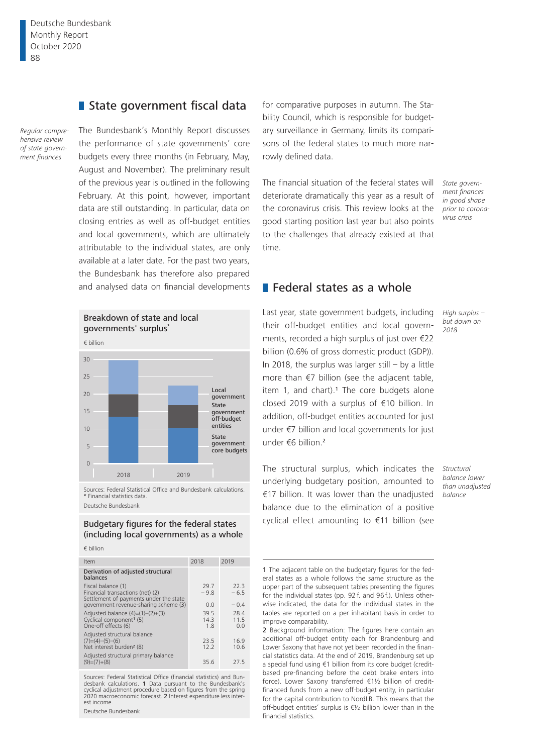## State government fiscal data

*Regular comprehensive review of state government finances*

The Bundesbank's Monthly Report discusses the performance of state governments' core budgets every three months (in February, May, August and November). The preliminary result of the previous year is outlined in the following February. At this point, however, important data are still outstanding. In particular, data on closing entries as well as off-budget entities and local governments, which are ultimately attributable to the individual states, are only available at a later date. For the past two years, the Bundesbank has therefore also prepared and analysed data on financial developments for comparative purposes in autumn. The Stability Council, which is responsible for budgetary surveillance in Germany, limits its comparisons of the federal states to much more narrowly defined data.

*State government finances in good shape prior to coronavirus crisis*

The financial situation of the federal states will deteriorate dramatically this year as a result of the coronavirus crisis. This review looks at the good starting position last year but also points to the challenges that already existed at that time.

**Breakdown of state and local governments' surplus***

€ billion

Series: Local government; State government off-budget entities; State government core budgets. Years: 2018, 2019.

Sources: Federal Statistical Office and Bundesbank calculations. * Financial statistics data.

Deutsche Bundesbank

**Budgetary figures for the federal states (including local governments) as a whole**

€ billion

| Item | 2018 | 2019 |
|---|---|---|
| **Derivation of adjusted structural balances** | | |
| Fiscal balance (1) | 29.7 | 22.3 |
| Financial transactions (net) (2) | − 9.8 | − 6.5 |
| Settlement of payments under the state government revenue-sharing scheme (3) | 0.0 | − 0.4 |
| Adjusted balance (4)=(1)−(2)+(3) | 39.5 | 28.4 |
| Cyclical component[1] (5) | 14.3 | 11.5 |
| One-off effects (6) | 1.8 | 0.0 |
| Adjusted structural balance (7)=(4)−(5)−(6) | 23.5 | 16.9 |
| Net interest burden[2] (8) | 12.2 | 10.6 |
| Adjusted structural primary balance (9)=(7)+(8) | 35.6 | 27.5 |

Sources: Federal Statistical Office (financial statistics) and Bundesbank calculations. 1 Data pursuant to the Bundesbank's cyclical adjustment procedure based on figures from the spring 2020 macroeconomic forecast. 2 Interest expenditure less interest income.

Deutsche Bundesbank

## Federal states as a whole

*High surplus – but down on 2018*

Last year, state government budgets, including their off-budget entities and local governments, recorded a high surplus of just over €22 billion (0.6% of gross domestic product (GDP)). In 2018, the surplus was larger still – by a little more than €7 billion (see the adjacent table, item 1, and chart).[1] The core budgets alone closed 2019 with a surplus of €10 billion. In addition, off-budget entities accounted for just under €7 billion and local governments for just under €6 billion.[2]

*Structural balance lower than unadjusted balance*

The structural surplus, which indicates the underlying budgetary position, amounted to €17 billion. It was lower than the unadjusted balance due to the elimination of a positive cyclical effect amounting to €11 billion (see

1 The adjacent table on the budgetary figures for the federal states as a whole follows the same structure as the upper part of the subsequent tables presenting the figures for the individual states (pp. 92 f. and 96 f.). Unless otherwise indicated, the data for the individual states in the tables are reported on a per inhabitant basis in order to improve comparability.

2 Background information: The figures here contain an additional off-budget entity each for Brandenburg and Lower Saxony that have not yet been recorded in the financial statistics data. At the end of 2019, Brandenburg set up a special fund using €1 billion from its core budget (credit-based pre-financing before the debt brake enters into force). Lower Saxony transferred €1½ billion of credit-financed funds from a new off-budget entity, in particular for the capital contribution to NordLB. This means that the off-budget entities' surplus is €½ billion lower than in the financial statistics.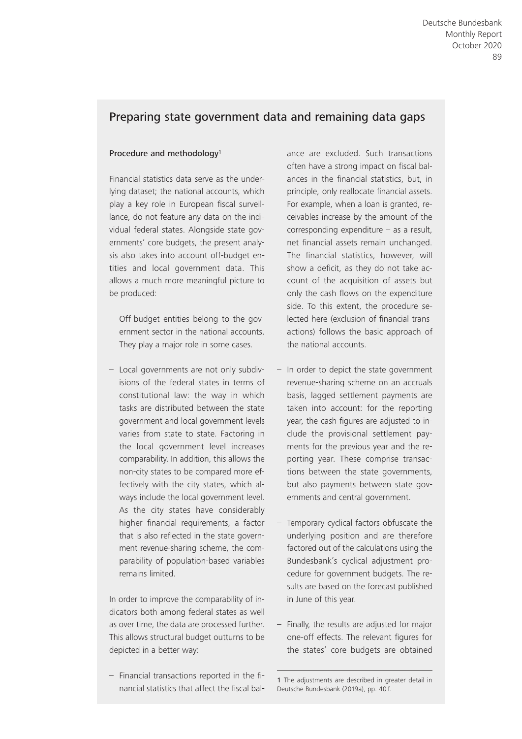## Preparing state government data and remaining data gaps

### Procedure and methodology[1]

Financial statistics data serve as the underlying dataset; the national accounts, which play a key role in European fiscal surveillance, do not feature any data on the individual federal states. Alongside state governments' core budgets, the present analysis also takes into account off-budget entities and local government data. This allows a much more meaningful picture to be produced:

- Off-budget entities belong to the government sector in the national accounts. They play a major role in some cases.
- Local governments are not only subdivisions of the federal states in terms of constitutional law: the way in which tasks are distributed between the state government and local government levels varies from state to state. Factoring in the local government level increases comparability. In addition, this allows the non-city states to be compared more effectively with the city states, which always include the local government level. As the city states have considerably higher financial requirements, a factor that is also reflected in the state government revenue-sharing scheme, the comparability of population-based variables remains limited.

In order to improve the comparability of indicators both among federal states as well as over time, the data are processed further. This allows structural budget outturns to be depicted in a better way:

- Financial transactions reported in the financial statistics that affect the fiscal balance are excluded. Such transactions often have a strong impact on fiscal balances in the financial statistics, but, in principle, only reallocate financial assets. For example, when a loan is granted, receivables increase by the amount of the corresponding expenditure – as a result, net financial assets remain unchanged. The financial statistics, however, will show a deficit, as they do not take account of the acquisition of assets but only the cash flows on the expenditure side. To this extent, the procedure selected here (exclusion of financial transactions) follows the basic approach of the national accounts.
- In order to depict the state government revenue-sharing scheme on an accruals basis, lagged settlement payments are taken into account: for the reporting year, the cash figures are adjusted to include the provisional settlement payments for the previous year and the reporting year. These comprise transactions between the state governments, but also payments between state governments and central government.
- Temporary cyclical factors obfuscate the underlying position and are therefore factored out of the calculations using the Bundesbank's cyclical adjustment procedure for government budgets. The results are based on the forecast published in June of this year.
- Finally, the results are adjusted for major one-off effects. The relevant figures for the states' core budgets are obtained

1 The adjustments are described in greater detail in Deutsche Bundesbank (2019a), pp. 40 f.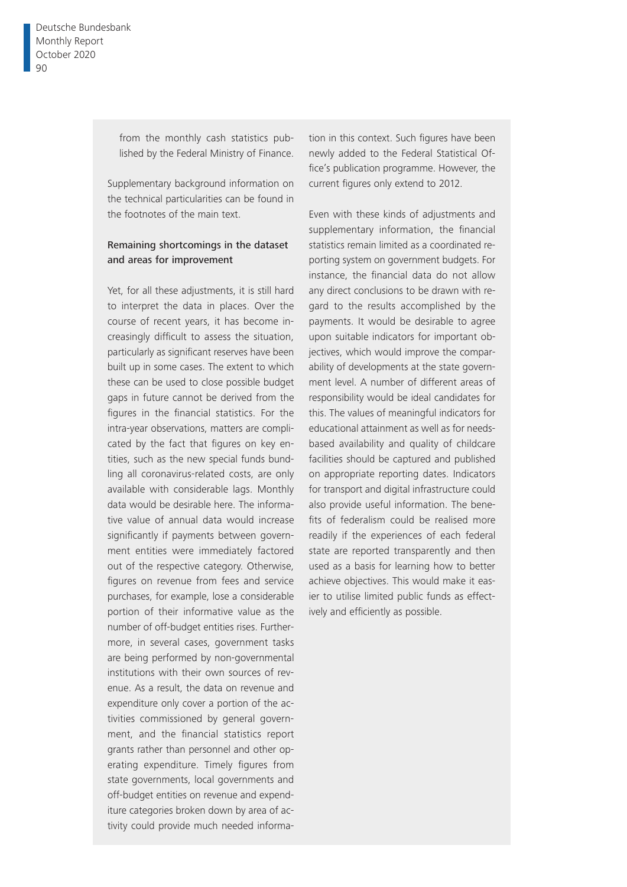from the monthly cash statistics published by the Federal Ministry of Finance.

Supplementary background information on the technical particularities can be found in the footnotes of the main text.

### Remaining shortcomings in the dataset and areas for improvement

Yet, for all these adjustments, it is still hard to interpret the data in places. Over the course of recent years, it has become increasingly difficult to assess the situation, particularly as significant reserves have been built up in some cases. The extent to which these can be used to close possible budget gaps in future cannot be derived from the figures in the financial statistics. For the intra-year observations, matters are complicated by the fact that figures on key entities, such as the new special funds bundling all coronavirus-related costs, are only available with considerable lags. Monthly data would be desirable here. The informative value of annual data would increase significantly if payments between government entities were immediately factored out of the respective category. Otherwise, figures on revenue from fees and service purchases, for example, lose a considerable portion of their informative value as the number of off-budget entities rises. Furthermore, in several cases, government tasks are being performed by non-governmental institutions with their own sources of revenue. As a result, the data on revenue and expenditure only cover a portion of the activities commissioned by general government, and the financial statistics report grants rather than personnel and other operating expenditure. Timely figures from state governments, local governments and off-budget entities on revenue and expenditure categories broken down by area of activity could provide much needed information in this context. Such figures have been newly added to the Federal Statistical Office's publication programme. However, the current figures only extend to 2012.

Even with these kinds of adjustments and supplementary information, the financial statistics remain limited as a coordinated reporting system on government budgets. For instance, the financial data do not allow any direct conclusions to be drawn with regard to the results accomplished by the payments. It would be desirable to agree upon suitable indicators for important objectives, which would improve the comparability of developments at the state government level. A number of different areas of responsibility would be ideal candidates for this. The values of meaningful indicators for educational attainment as well as for needs-based availability and quality of childcare facilities should be captured and published on appropriate reporting dates. Indicators for transport and digital infrastructure could also provide useful information. The benefits of federalism could be realised more readily if the experiences of each federal state are reported transparently and then used as a basis for learning how to better achieve objectives. This would make it easier to utilise limited public funds as effectively and efficiently as possible.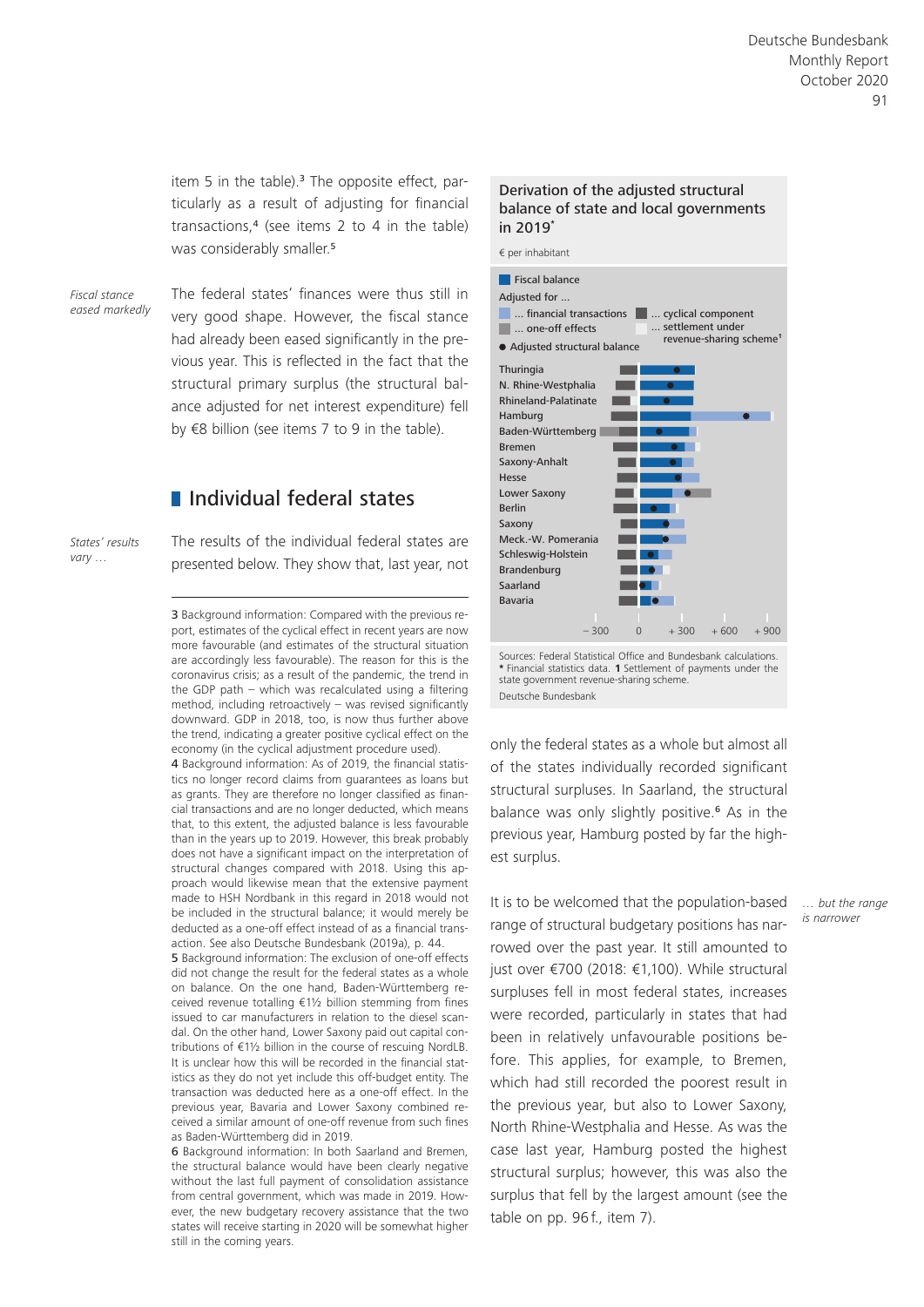item 5 in the table).[3] The opposite effect, particularly as a result of adjusting for financial transactions,[4] (see items 2 to 4 in the table) was considerably smaller.[5]

*Fiscal stance eased markedly*

The federal states' finances were thus still in very good shape. However, the fiscal stance had already been eased significantly in the previous year. This is reflected in the fact that the structural primary surplus (the structural balance adjusted for net interest expenditure) fell by €8 billion (see items 7 to 9 in the table).

## Individual federal states

*States' results vary …*

The results of the individual federal states are presented below. They show that, last year, not only the federal states as a whole but almost all of the states individually recorded significant structural surpluses. In Saarland, the structural balance was only slightly positive.[6] As in the previous year, Hamburg posted by far the highest surplus.

*… but the range is narrower*

It is to be welcomed that the population-based range of structural budgetary positions has narrowed over the past year. It still amounted to just over €700 (2018: €1,100). While structural surpluses fell in most federal states, increases were recorded, particularly in states that had been in relatively unfavourable positions before. This applies, for example, to Bremen, which had still recorded the poorest result in the previous year, but also to Lower Saxony, North Rhine-Westphalia and Hesse. As was the case last year, Hamburg posted the highest structural surplus; however, this was also the surplus that fell by the largest amount (see the table on pp. 96 f., item 7).

**Derivation of the adjusted structural balance of state and local governments in 2019***

€ per inhabitant

Legend: Fiscal balance; Adjusted for … financial transactions; … one-off effects; … cyclical component; … settlement under revenue-sharing scheme[1]; ● Adjusted structural balance

States: Thuringia, N. Rhine-Westphalia, Rhineland-Palatinate, Hamburg, Baden-Württemberg, Bremen, Saxony-Anhalt, Hesse, Lower Saxony, Berlin, Saxony, Meck.-W. Pomerania, Schleswig-Holstein, Brandenburg, Saarland, Bavaria

Axis: – 300, 0, + 300, + 600, + 900

Sources: Federal Statistical Office and Bundesbank calculations. * Financial statistics data. 1 Settlement of payments under the state government revenue-sharing scheme.

Deutsche Bundesbank

---

3 Background information: Compared with the previous report, estimates of the cyclical effect in recent years are now more favourable (and estimates of the structural situation are accordingly less favourable). The reason for this is the coronavirus crisis; as a result of the pandemic, the trend in the GDP path – which was recalculated using a filtering method, including retroactively – was revised significantly downward. GDP in 2018, too, is now thus further above the trend, indicating a greater positive cyclical effect on the economy (in the cyclical adjustment procedure used).

4 Background information: As of 2019, the financial statistics no longer record claims from guarantees as loans but as grants. They are therefore no longer classified as financial transactions and are no longer deducted, which means that, to this extent, the adjusted balance is less favourable than in the years up to 2019. However, this break probably does not have a significant impact on the interpretation of structural changes compared with 2018. Using this approach would likewise mean that the extensive payment made to HSH Nordbank in this regard in 2018 would not be included in the structural balance; it would merely be deducted as a one-off effect instead of as a financial transaction. See also Deutsche Bundesbank (2019a), p. 44.

5 Background information: The exclusion of one-off effects did not change the result for the federal states as a whole on balance. On the one hand, Baden-Württemberg received revenue totalling €1½ billion stemming from fines issued to car manufacturers in relation to the diesel scandal. On the other hand, Lower Saxony paid out capital contributions of €1½ billion in the course of rescuing NordLB. It is unclear how this will be recorded in the financial statistics as they do not yet include this off-budget entity. The transaction was deducted here as a one-off effect. In the previous year, Bavaria and Lower Saxony combined received a similar amount of one-off revenue from such fines as Baden-Württemberg did in 2019.

6 Background information: In both Saarland and Bremen, the structural balance would have been clearly negative without the last full payment of consolidation assistance from central government, which was made in 2019. However, the new budgetary recovery assistance that the two states will receive starting in 2020 will be somewhat higher still in the coming years.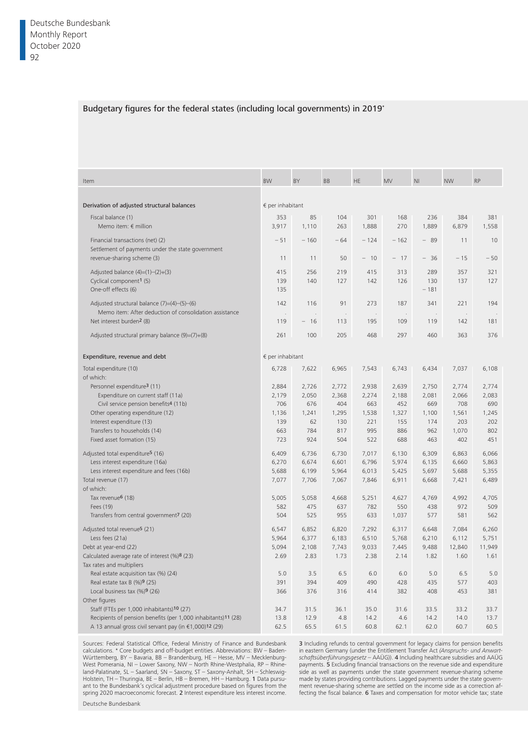## Budgetary figures for the federal states (including local governments) in 2019*

| Item | BW | BY | BB | HE | MV | NI | NW | RP |
|---|---|---|---|---|---|---|---|---|
| **Derivation of adjusted structural balances** | € per inhabitant | | | | | | | |
| Fiscal balance (1) | 353 | 85 | 104 | 301 | 168 | 236 | 384 | 381 |
| Memo item: € million | 3,917 | 1,110 | 263 | 1,888 | 270 | 1,889 | 6,879 | 1,558 |
| Financial transactions (net) (2) | – 51 | – 160 | – 64 | – 124 | – 162 | – 89 | 11 | 10 |
| Settlement of payments under the state government revenue-sharing scheme (3) | 11 | 11 | 50 | – 10 | – 17 | – 36 | – 15 | – 50 |
| Adjusted balance (4)=(1)–(2)+(3) | 415 | 256 | 219 | 415 | 313 | 289 | 357 | 321 |
| Cyclical component[1] (5) | 139 | 140 | 127 | 142 | 126 | 130 | 137 | 127 |
| One-off effects (6) | 135 | | | | | – 181 | | |
| Adjusted structural balance (7)=(4)–(5)–(6) | 142 | 116 | 91 | 273 | 187 | 341 | 221 | 194 |
| Memo item: After deduction of consolidation assistance | . | . | . | . | . | . | . | . |
| Net interest burden[2] (8) | 119 | – 16 | 113 | 195 | 109 | 119 | 142 | 181 |
| Adjusted structural primary balance (9)=(7)+(8) | 261 | 100 | 205 | 468 | 297 | 460 | 363 | 376 |
| **Expenditure, revenue and debt** | € per inhabitant | | | | | | | |
| Total expenditure (10) | 6,728 | 7,622 | 6,965 | 7,543 | 6,743 | 6,434 | 7,037 | 6,108 |
| of which: | | | | | | | | |
| Personnel expenditure[3] (11) | 2,884 | 2,726 | 2,772 | 2,938 | 2,639 | 2,750 | 2,774 | 2,774 |
| Expenditure on current staff (11a) | 2,179 | 2,050 | 2,368 | 2,274 | 2,188 | 2,081 | 2,066 | 2,083 |
| Civil service pension benefits[4] (11b) | 706 | 676 | 404 | 663 | 452 | 669 | 708 | 690 |
| Other operating expenditure (12) | 1,136 | 1,241 | 1,295 | 1,538 | 1,327 | 1,100 | 1,561 | 1,245 |
| Interest expenditure (13) | 139 | 62 | 130 | 221 | 155 | 174 | 203 | 202 |
| Transfers to households (14) | 663 | 784 | 817 | 995 | 886 | 962 | 1,070 | 802 |
| Fixed asset formation (15) | 723 | 924 | 504 | 522 | 688 | 463 | 402 | 451 |
| Adjusted total expenditure[5] (16) | 6,409 | 6,736 | 6,730 | 7,017 | 6,130 | 6,309 | 6,863 | 6,066 |
| Less interest expenditure (16a) | 6,270 | 6,674 | 6,601 | 6,796 | 5,974 | 6,135 | 6,660 | 5,863 |
| Less interest expenditure and fees (16b) | 5,688 | 6,199 | 5,964 | 6,013 | 5,425 | 5,697 | 5,688 | 5,355 |
| Total revenue (17) | 7,077 | 7,706 | 7,067 | 7,846 | 6,911 | 6,668 | 7,421 | 6,489 |
| of which: | | | | | | | | |
| Tax revenue[6] (18) | 5,005 | 5,058 | 4,668 | 5,251 | 4,627 | 4,769 | 4,992 | 4,705 |
| Fees (19) | 582 | 475 | 637 | 782 | 550 | 438 | 972 | 509 |
| Transfers from central government[7] (20) | 504 | 525 | 955 | 633 | 1,037 | 577 | 581 | 562 |
| Adjusted total revenue[5] (21) | 6,547 | 6,852 | 6,820 | 7,292 | 6,317 | 6,648 | 7,084 | 6,260 |
| Less fees (21a) | 5,964 | 6,377 | 6,183 | 6,510 | 5,768 | 6,210 | 6,112 | 5,751 |
| Debt at year-end (22) | 5,094 | 2,108 | 7,743 | 9,033 | 7,445 | 9,488 | 12,840 | 11,949 |
| Calculated average rate of interest (%)[8] (23) | 2.69 | 2.83 | 1.73 | 2.38 | 2.14 | 1.82 | 1.60 | 1.61 |
| Tax rates and multipliers | | | | | | | | |
| Real estate acquisition tax (%) (24) | 5.0 | 3.5 | 6.5 | 6.0 | 6.0 | 5.0 | 6.5 | 5.0 |
| Real estate tax B (%)[9] (25) | 391 | 394 | 409 | 490 | 428 | 435 | 577 | 403 |
| Local business tax (%)[9] (26) | 366 | 376 | 316 | 414 | 382 | 408 | 453 | 381 |
| Other figures | | | | | | | | |
| Staff (FTEs per 1,000 inhabitants)[10] (27) | 34.7 | 31.5 | 36.1 | 35.0 | 31.6 | 33.5 | 33.2 | 33.7 |
| Recipients of pension benefits (per 1,000 inhabitants)[11] (28) | 13.8 | 12.9 | 4.8 | 14.2 | 4.6 | 14.2 | 14.0 | 13.7 |
| A 13 annual gross civil servant pay (in €1,000)[12] (29) | 62.5 | 65.5 | 61.5 | 60.8 | 62.1 | 62.0 | 60.7 | 60.5 |

Sources: Federal Statistical Office, Federal Ministry of Finance and Bundesbank calculations. * Core budgets and off-budget entities. Abbreviations: BW – Baden-Württemberg, BY – Bavaria, BB – Brandenburg, HE – Hesse, MV – Mecklenburg-West Pomerania, NI – Lower Saxony, NW – North Rhine-Westphalia, RP – Rhineland-Palatinate, SL – Saarland, SN – Saxony, ST – Saxony-Anhalt, SH – Schleswig-Holstein, TH – Thuringia, BE – Berlin, HB – Bremen, HH – Hamburg. 1 Data pursuant to the Bundesbank's cyclical adjustment procedure based on figures from the spring 2020 macroeconomic forecast. 2 Interest expenditure less interest income. 3 Including refunds to central government for legacy claims for pension benefits in eastern Germany (under the Entitlement Transfer Act *(Anspruchs- und Anwartschaftsüberführungsgesetz* – AAÜG)). 4 Including healthcare subsidies and AAÜG payments. 5 Excluding financial transactions on the revenue side and expenditure side as well as payments under the state government revenue-sharing scheme made by states providing contributions. Lagged payments under the state government revenue-sharing scheme are settled on the income side as a correction affecting the fiscal balance. 6 Taxes and compensation for motor vehicle tax; state

Deutsche Bundesbank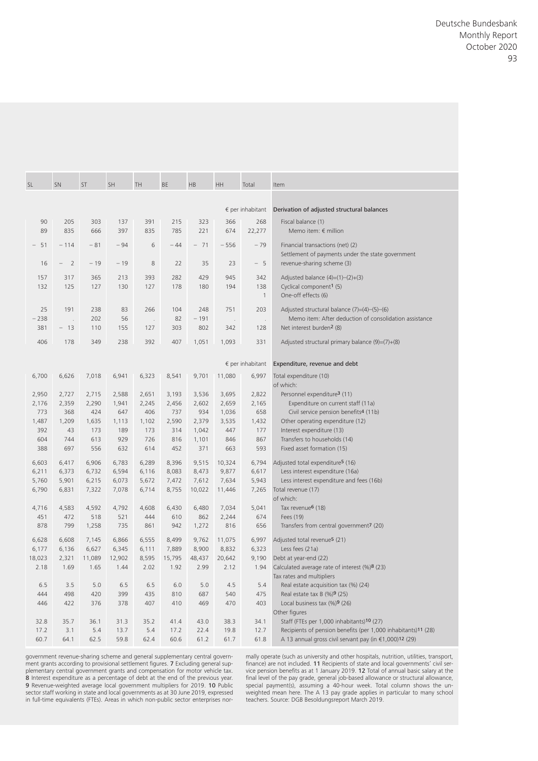| SL | SN | ST | SH | TH | BE | HB | HH | Total | Item |
|---|---|---|---|---|---|---|---|---|---|
| | | | | | | | | € per inhabitant | **Derivation of adjusted structural balances** |
| 90 | 205 | 303 | 137 | 391 | 215 | 323 | 366 | 268 | Fiscal balance (1) |
| 89 | 835 | 666 | 397 | 835 | 785 | 221 | 674 | 22,277 | Memo item: € million |
| – 51 | – 114 | – 81 | – 94 | 6 | – 44 | – 71 | – 556 | – 79 | Financial transactions (net) (2) |
| 16 | – 2 | – 19 | – 19 | 8 | 22 | 35 | 23 | – 5 | Settlement of payments under the state government revenue-sharing scheme (3) |
| 157 | 317 | 365 | 213 | 393 | 282 | 429 | 945 | 342 | Adjusted balance (4)=(1)–(2)+(3) |
| 132 | 125 | 127 | 130 | 127 | 178 | 180 | 194 | 138 | Cyclical component[1] (5) |
| | | | | | | | | 1 | One-off effects (6) |
| 25 | 191 | 238 | 83 | 266 | 104 | 248 | 751 | 203 | Adjusted structural balance (7)=(4)–(5)–(6) |
| – 238 | . | 202 | 56 | . | 82 | – 191 | . | . | Memo item: After deduction of consolidation assistance |
| 381 | – 13 | 110 | 155 | 127 | 303 | 802 | 342 | 128 | Net interest burden[2] (8) |
| 406 | 178 | 349 | 238 | 392 | 407 | 1,051 | 1,093 | 331 | Adjusted structural primary balance (9)=(7)+(8) |
| | | | | | | | | € per inhabitant | **Expenditure, revenue and debt** |
| 6,700 | 6,626 | 7,018 | 6,941 | 6,323 | 8,541 | 9,701 | 11,080 | 6,997 | Total expenditure (10) |
| | | | | | | | | | of which: |
| 2,950 | 2,727 | 2,715 | 2,588 | 2,651 | 3,193 | 3,536 | 3,695 | 2,822 | Personnel expenditure[3] (11) |
| 2,176 | 2,359 | 2,290 | 1,941 | 2,245 | 2,456 | 2,602 | 2,659 | 2,165 | Expenditure on current staff (11a) |
| 773 | 368 | 424 | 647 | 406 | 737 | 934 | 1,036 | 658 | Civil service pension benefits[4] (11b) |
| 1,487 | 1,209 | 1,635 | 1,113 | 1,102 | 2,590 | 2,379 | 3,535 | 1,432 | Other operating expenditure (12) |
| 392 | 43 | 173 | 189 | 173 | 314 | 1,042 | 447 | 177 | Interest expenditure (13) |
| 604 | 744 | 613 | 929 | 726 | 816 | 1,101 | 846 | 867 | Transfers to households (14) |
| 388 | 697 | 556 | 632 | 614 | 452 | 371 | 663 | 593 | Fixed asset formation (15) |
| 6,603 | 6,417 | 6,906 | 6,783 | 6,289 | 8,396 | 9,515 | 10,324 | 6,794 | Adjusted total expenditure[5] (16) |
| 6,211 | 6,373 | 6,732 | 6,594 | 6,116 | 8,083 | 8,473 | 9,877 | 6,617 | Less interest expenditure (16a) |
| 5,760 | 5,901 | 6,215 | 6,073 | 5,672 | 7,472 | 7,612 | 7,634 | 5,943 | Less interest expenditure and fees (16b) |
| 6,790 | 6,831 | 7,322 | 7,078 | 6,714 | 8,755 | 10,022 | 11,446 | 7,265 | Total revenue (17) |
| | | | | | | | | | of which: |
| 4,716 | 4,583 | 4,592 | 4,792 | 4,608 | 6,430 | 6,480 | 7,034 | 5,041 | Tax revenue[6] (18) |
| 451 | 472 | 518 | 521 | 444 | 610 | 862 | 2,244 | 674 | Fees (19) |
| 878 | 799 | 1,258 | 735 | 861 | 942 | 1,272 | 816 | 656 | Transfers from central government[7] (20) |
| 6,628 | 6,608 | 7,145 | 6,866 | 6,555 | 8,499 | 9,762 | 11,075 | 6,997 | Adjusted total revenue[5] (21) |
| 6,177 | 6,136 | 6,627 | 6,345 | 6,111 | 7,889 | 8,900 | 8,832 | 6,323 | Less fees (21a) |
| 18,023 | 2,321 | 11,089 | 12,902 | 8,595 | 15,795 | 48,437 | 20,642 | 9,190 | Debt at year-end (22) |
| 2.18 | 1.69 | 1.65 | 1.44 | 2.02 | 1.92 | 2.99 | 2.12 | 1.94 | Calculated average rate of interest (%)[8] (23) |
| | | | | | | | | | Tax rates and multipliers |
| 6.5 | 3.5 | 5.0 | 6.5 | 6.5 | 6.0 | 5.0 | 4.5 | 5.4 | Real estate acquisition tax (%) (24) |
| 444 | 498 | 420 | 399 | 435 | 810 | 687 | 540 | 475 | Real estate tax B (%)[9] (25) |
| 446 | 422 | 376 | 378 | 407 | 410 | 469 | 470 | 403 | Local business tax (%)[9] (26) |
| | | | | | | | | | Other figures |
| 32.8 | 35.7 | 36.1 | 31.3 | 35.2 | 41.4 | 43.0 | 38.3 | 34.1 | Staff (FTEs per 1,000 inhabitants)[10] (27) |
| 17.2 | 3.1 | 5.4 | 13.7 | 5.4 | 17.2 | 22.4 | 19.8 | 12.7 | Recipients of pension benefits (per 1,000 inhabitants)[11] (28) |
| 60.7 | 64.1 | 62.5 | 59.8 | 62.4 | 60.6 | 61.2 | 61.7 | 61.8 | A 13 annual gross civil servant pay (in €1,000)[12] (29) |

government revenue-sharing scheme and general supplementary central government grants according to provisional settlement figures. **7** Excluding general supplementary central government grants and compensation for motor vehicle tax. **8** Interest expenditure as a percentage of debt at the end of the previous year. **9** Revenue-weighted average local government multipliers for 2019. **10** Public sector staff working in state and local governments as at 30 June 2019, expressed in full-time equivalents (FTEs). Areas in which non-public sector enterprises normally operate (such as university and other hospitals, nutrition, utilities, transport, finance) are not included. **11** Recipients of state and local governments' civil service pension benefits as at 1 January 2019. **12** Total of annual basic salary at the final level of the pay grade, general job-based allowance or structural allowance, special payment(s), assuming a 40-hour week. Total column shows the unweighted mean here. The A 13 pay grade applies in particular to many school teachers. Source: DGB Besoldungsreport March 2019.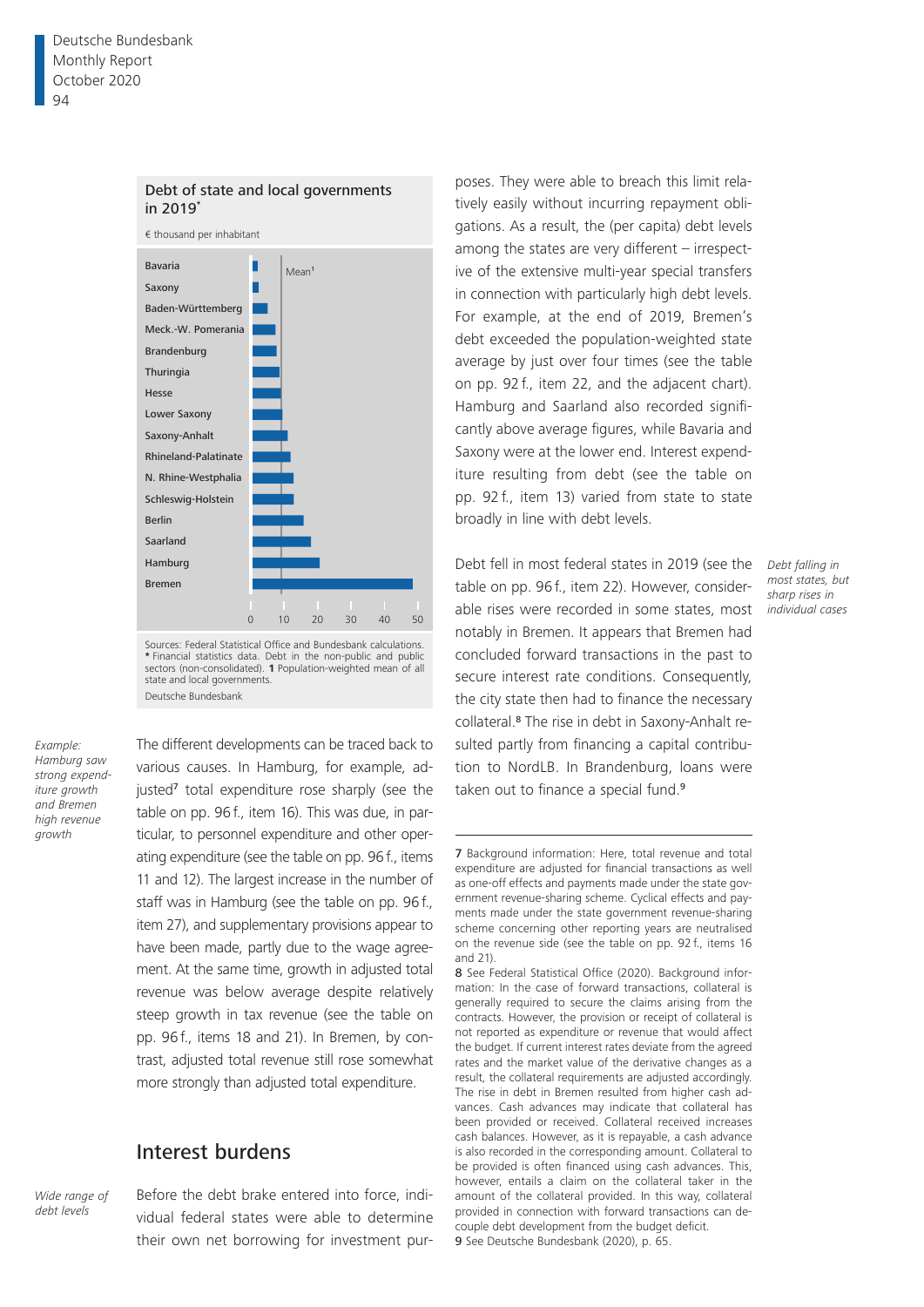**Debt of state and local governments in 2019***

€ thousand per inhabitant

Bavaria, Saxony, Baden-Württemberg, Meck.-W. Pomerania, Brandenburg, Thuringia, Hesse, Lower Saxony, Saxony-Anhalt, Rhineland-Palatinate, N. Rhine-Westphalia, Schleswig-Holstein, Berlin, Saarland, Hamburg, Bremen

Mean[1]

0 10 20 30 40 50

Sources: Federal Statistical Office and Bundesbank calculations. * Financial statistics data. Debt in the non-public and public sectors (non-consolidated). **1** Population-weighted mean of all state and local governments.

Deutsche Bundesbank

*Example: Hamburg saw strong expenditure growth and Bremen high revenue growth*

The different developments can be traced back to various causes. In Hamburg, for example, adjusted[7] total expenditure rose sharply (see the table on pp. 96 f., item 16). This was due, in particular, to personnel expenditure and other operating expenditure (see the table on pp. 96 f., items 11 and 12). The largest increase in the number of staff was in Hamburg (see the table on pp. 96 f., item 27), and supplementary provisions appear to have been made, partly due to the wage agreement. At the same time, growth in adjusted total revenue was below average despite relatively steep growth in tax revenue (see the table on pp. 96 f., items 18 and 21). In Bremen, by contrast, adjusted total revenue still rose somewhat more strongly than adjusted total expenditure.

## Interest burdens

*Wide range of debt levels*

Before the debt brake entered into force, individual federal states were able to determine their own net borrowing for investment purposes. They were able to breach this limit relatively easily without incurring repayment obligations. As a result, the (per capita) debt levels among the states are very different – irrespective of the extensive multi-year special transfers in connection with particularly high debt levels. For example, at the end of 2019, Bremen's debt exceeded the population-weighted state average by just over four times (see the table on pp. 92 f., item 22, and the adjacent chart). Hamburg and Saarland also recorded significantly above average figures, while Bavaria and Saxony were at the lower end. Interest expenditure resulting from debt (see the table on pp. 92 f., item 13) varied from state to state broadly in line with debt levels.

*Debt falling in most states, but sharp rises in individual cases*

Debt fell in most federal states in 2019 (see the table on pp. 96 f., item 22). However, considerable rises were recorded in some states, most notably in Bremen. It appears that Bremen had concluded forward transactions in the past to secure interest rate conditions. Consequently, the city state then had to finance the necessary collateral.[8] The rise in debt in Saxony-Anhalt resulted partly from financing a capital contribution to NordLB. In Brandenburg, loans were taken out to finance a special fund.[9]

---

7 Background information: Here, total revenue and total expenditure are adjusted for financial transactions as well as one-off effects and payments made under the state government revenue-sharing scheme. Cyclical effects and payments made under the state government revenue-sharing scheme concerning other reporting years are neutralised on the revenue side (see the table on pp. 92 f., items 16 and 21).

8 See Federal Statistical Office (2020). Background information: In the case of forward transactions, collateral is generally required to secure the claims arising from the contracts. However, the provision or receipt of collateral is not reported as expenditure or revenue that would affect the budget. If current interest rates deviate from the agreed rates and the market value of the derivative changes as a result, the collateral requirements are adjusted accordingly. The rise in debt in Bremen resulted from higher cash advances. Cash advances may indicate that collateral has been provided or received. Collateral received increases cash balances. However, as it is repayable, a cash advance is also recorded in the corresponding amount. Collateral to be provided is often financed using cash advances. This, however, entails a claim on the collateral taker in the amount of the collateral provided. In this way, collateral provided in connection with forward transactions can decouple debt development from the budget deficit.

9 See Deutsche Bundesbank (2020), p. 65.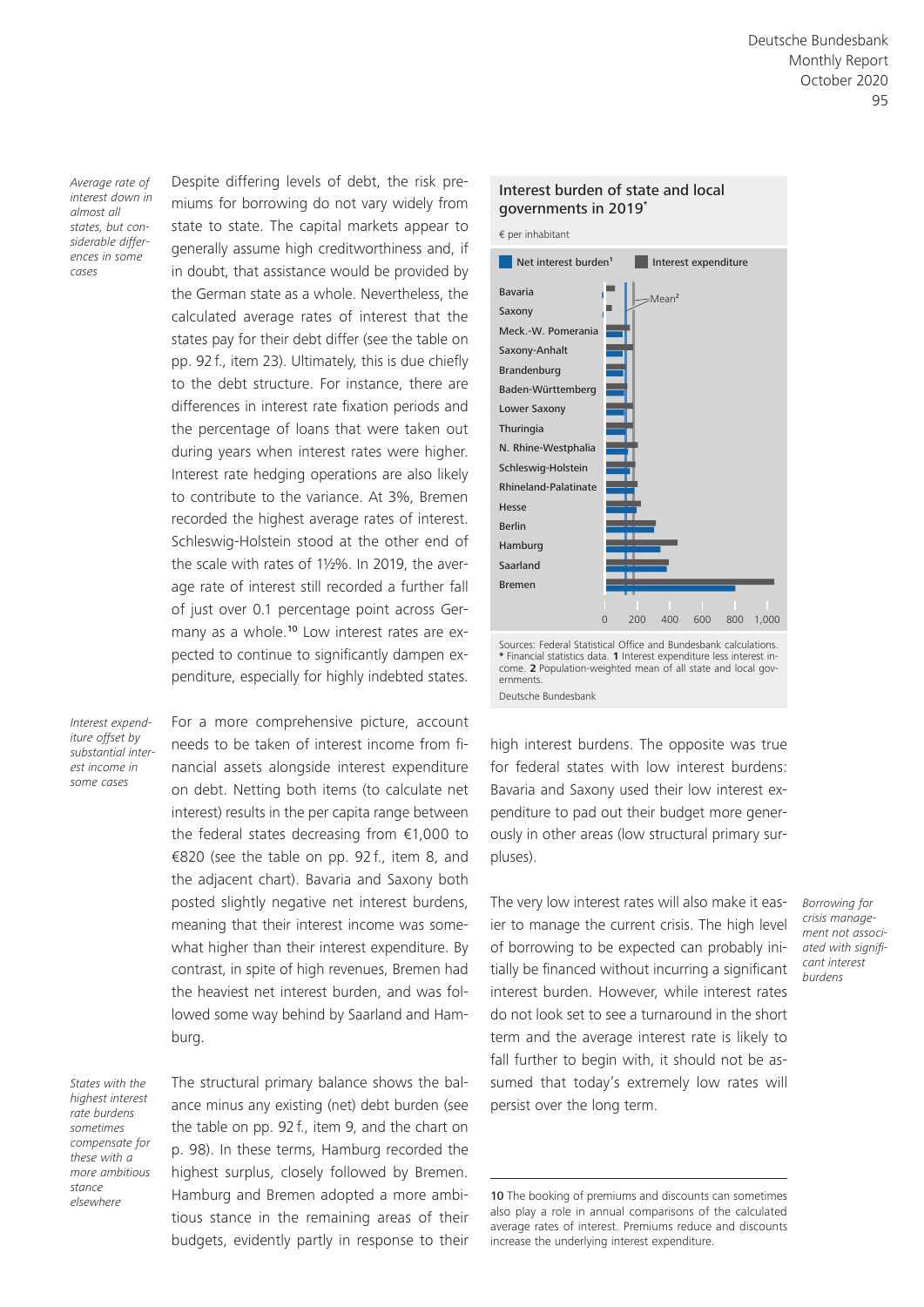*Average rate of interest down in almost all states, but considerable differences in some cases*

Despite differing levels of debt, the risk premiums for borrowing do not vary widely from state to state. The capital markets appear to generally assume high creditworthiness and, if in doubt, that assistance would be provided by the German state as a whole. Nevertheless, the calculated average rates of interest that the states pay for their debt differ (see the table on pp. 92 f., item 23). Ultimately, this is due chiefly to the debt structure. For instance, there are differences in interest rate fixation periods and the percentage of loans that were taken out during years when interest rates were higher. Interest rate hedging operations are also likely to contribute to the variance. At 3%, Bremen recorded the highest average rates of interest. Schleswig-Holstein stood at the other end of the scale with rates of 1½%. In 2019, the average rate of interest still recorded a further fall of just over 0.1 percentage point across Germany as a whole.[10] Low interest rates are expected to continue to significantly dampen expenditure, especially for highly indebted states.

*Interest expenditure offset by substantial interest income in some cases*

For a more comprehensive picture, account needs to be taken of interest income from financial assets alongside interest expenditure on debt. Netting both items (to calculate net interest) results in the per capita range between the federal states decreasing from €1,000 to €820 (see the table on pp. 92 f., item 8, and the adjacent chart). Bavaria and Saxony both posted slightly negative net interest burdens, meaning that their interest income was somewhat higher than their interest expenditure. By contrast, in spite of high revenues, Bremen had the heaviest net interest burden, and was followed some way behind by Saarland and Hamburg.

*States with the highest interest rate burdens sometimes compensate for these with a more ambitious stance elsewhere*

The structural primary balance shows the balance minus any existing (net) debt burden (see the table on pp. 92 f., item 9, and the chart on p. 98). In these terms, Hamburg recorded the highest surplus, closely followed by Bremen. Hamburg and Bremen adopted a more ambitious stance in the remaining areas of their budgets, evidently partly in response to their high interest burdens. The opposite was true for federal states with low interest burdens: Bavaria and Saxony used their low interest expenditure to pad out their budget more generously in other areas (low structural primary surpluses).

**Interest burden of state and local governments in 2019***

€ per inhabitant

Net interest burden[1] | Interest expenditure

States (top to bottom): Bavaria, Saxony, Meck.-W. Pomerania, Saxony-Anhalt, Brandenburg, Baden-Württemberg, Lower Saxony, Thuringia, N. Rhine-Westphalia, Schleswig-Holstein, Rhineland-Palatinate, Hesse, Berlin, Hamburg, Saarland, Bremen

Mean[2]

Axis: 0, 200, 400, 600, 800, 1,000

Sources: Federal Statistical Office and Bundesbank calculations. * Financial statistics data. 1 Interest expenditure less interest income. 2 Population-weighted mean of all state and local governments.

Deutsche Bundesbank

*Borrowing for crisis management not associated with significant interest burdens*

The very low interest rates will also make it easier to manage the current crisis. The high level of borrowing to be expected can probably initially be financed without incurring a significant interest burden. However, while interest rates do not look set to see a turnaround in the short term and the average interest rate is likely to fall further to begin with, it should not be assumed that today's extremely low rates will persist over the long term.

---

10 The booking of premiums and discounts can sometimes also play a role in annual comparisons of the calculated average rates of interest. Premiums reduce and discounts increase the underlying interest expenditure.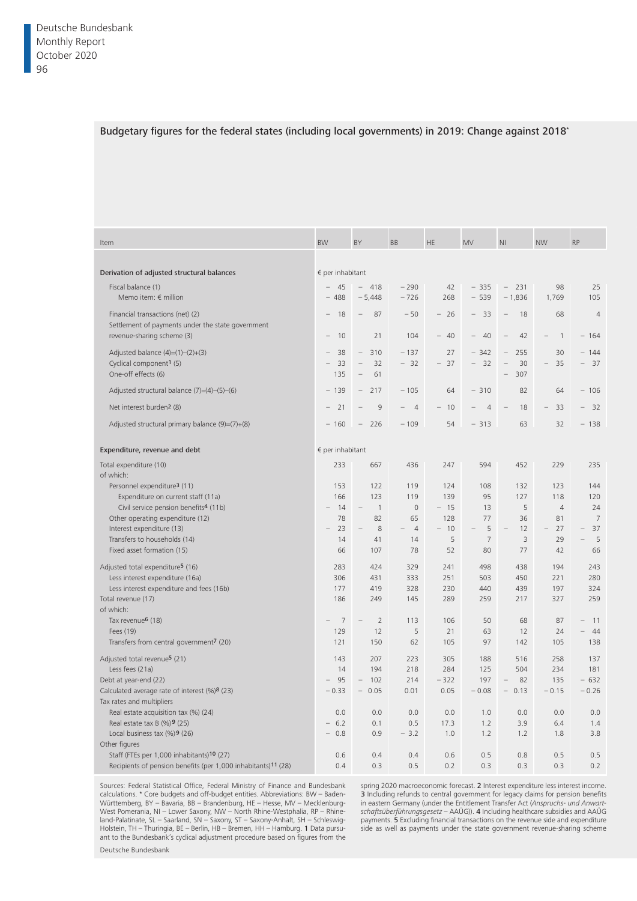## Budgetary figures for the federal states (including local governments) in 2019: Change against 2018*

| Item | BW | BY | BB | HE | MV | NI | NW | RP |
|---|---|---|---|---|---|---|---|---|
| **Derivation of adjusted structural balances** | € per inhabitant | | | | | | | |
| Fiscal balance (1) | − 45 | − 418 | − 290 | 42 | − 335 | − 231 | 98 | 25 |
| Memo item: € million | − 488 | − 5,448 | − 726 | 268 | − 539 | − 1,836 | 1,769 | 105 |
| Financial transactions (net) (2) | − 18 | − 87 | − 50 | − 26 | − 33 | − 18 | 68 | 4 |
| Settlement of payments under the state government revenue-sharing scheme (3) | − 10 | 21 | 104 | − 40 | − 40 | − 42 | − 1 | − 164 |
| Adjusted balance (4)=(1)−(2)+(3) | − 38 | − 310 | − 137 | 27 | − 342 | − 255 | 30 | − 144 |
| Cyclical component[1] (5) | − 33 | − 32 | − 32 | − 37 | − 32 | − 30 | − 35 | − 37 |
| One-off effects (6) | 135 | − 61 | | | | − 307 | | |
| Adjusted structural balance (7)=(4)−(5)−(6) | − 139 | − 217 | − 105 | 64 | − 310 | 82 | 64 | − 106 |
| Net interest burden[2] (8) | − 21 | − 9 | − 4 | − 10 | − 4 | − 18 | − 33 | − 32 |
| Adjusted structural primary balance (9)=(7)+(8) | − 160 | − 226 | − 109 | 54 | − 313 | 63 | 32 | − 138 |
| **Expenditure, revenue and debt** | € per inhabitant | | | | | | | |
| Total expenditure (10) | 233 | 667 | 436 | 247 | 594 | 452 | 229 | 235 |
| of which: | | | | | | | | |
| Personnel expenditure[3] (11) | 153 | 122 | 119 | 124 | 108 | 132 | 123 | 144 |
| Expenditure on current staff (11a) | 166 | 123 | 119 | 139 | 95 | 127 | 118 | 120 |
| Civil service pension benefits[4] (11b) | − 14 | − 1 | 0 | − 15 | 13 | 5 | 4 | 24 |
| Other operating expenditure (12) | 78 | 82 | 65 | 128 | 77 | 36 | 81 | 7 |
| Interest expenditure (13) | − 23 | − 8 | − 4 | − 10 | − 5 | − 12 | − 27 | − 37 |
| Transfers to households (14) | 14 | 41 | 14 | 5 | 7 | 3 | 29 | − 5 |
| Fixed asset formation (15) | 66 | 107 | 78 | 52 | 80 | 77 | 42 | 66 |
| Adjusted total expenditure[5] (16) | 283 | 424 | 329 | 241 | 498 | 438 | 194 | 243 |
| Less interest expenditure (16a) | 306 | 431 | 333 | 251 | 503 | 450 | 221 | 280 |
| Less interest expenditure and fees (16b) | 177 | 419 | 328 | 230 | 440 | 439 | 197 | 324 |
| Total revenue (17) | 186 | 249 | 145 | 289 | 259 | 217 | 327 | 259 |
| of which: | | | | | | | | |
| Tax revenue[6] (18) | − 7 | − 2 | 113 | 106 | 50 | 68 | 87 | − 11 |
| Fees (19) | 129 | 12 | 5 | 21 | 63 | 12 | 24 | − 44 |
| Transfers from central government[7] (20) | 121 | 150 | 62 | 105 | 97 | 142 | 105 | 138 |
| Adjusted total revenue[5] (21) | 143 | 207 | 223 | 305 | 188 | 516 | 258 | 137 |
| Less fees (21a) | 14 | 194 | 218 | 284 | 125 | 504 | 234 | 181 |
| Debt at year-end (22) | − 95 | − 102 | 214 | − 322 | 197 | − 82 | 135 | − 632 |
| Calculated average rate of interest (%)[8] (23) | − 0.33 | − 0.05 | 0.01 | 0.05 | − 0.08 | − 0.13 | − 0.15 | − 0.26 |
| Tax rates and multipliers | | | | | | | | |
| Real estate acquisition tax (%) (24) | 0.0 | 0.0 | 0.0 | 0.0 | 1.0 | 0.0 | 0.0 | 0.0 |
| Real estate tax B (%)[9] (25) | − 6.2 | 0.1 | 0.5 | 17.3 | 1.2 | 3.9 | 6.4 | 1.4 |
| Local business tax (%)[9] (26) | − 0.8 | 0.9 | − 3.2 | 1.0 | 1.2 | 1.2 | 1.8 | 3.8 |
| Other figures | | | | | | | | |
| Staff (FTEs per 1,000 inhabitants)[10] (27) | 0.6 | 0.4 | 0.4 | 0.6 | 0.5 | 0.8 | 0.5 | 0.5 |
| Recipients of pension benefits (per 1,000 inhabitants)[11] (28) | 0.4 | 0.3 | 0.5 | 0.2 | 0.3 | 0.3 | 0.3 | 0.2 |

Sources: Federal Statistical Office, Federal Ministry of Finance and Bundesbank calculations. * Core budgets and off-budget entities. Abbreviations: BW – Baden-Württemberg, BY – Bavaria, BB – Brandenburg, HE – Hesse, MV – Mecklenburg-West Pomerania, NI – Lower Saxony, NW – North Rhine-Westphalia, RP – Rhineland-Palatinate, SL – Saarland, SN – Saxony, ST – Saxony-Anhalt, SH – Schleswig-Holstein, TH – Thuringia, BE – Berlin, HB – Bremen, HH – Hamburg. 1 Data pursuant to the Bundesbank's cyclical adjustment procedure based on figures from the spring 2020 macroeconomic forecast. 2 Interest expenditure less interest income. 3 Including refunds to central government for legacy claims for pension benefits in eastern Germany (under the Entitlement Transfer Act (*Anspruchs- und Anwartschaftsüberführungsgesetz* – AAÜG)). 4 Including healthcare subsidies and AAÜG payments. 5 Excluding financial transactions on the revenue side and expenditure side as well as payments under the state government revenue-sharing scheme

Deutsche Bundesbank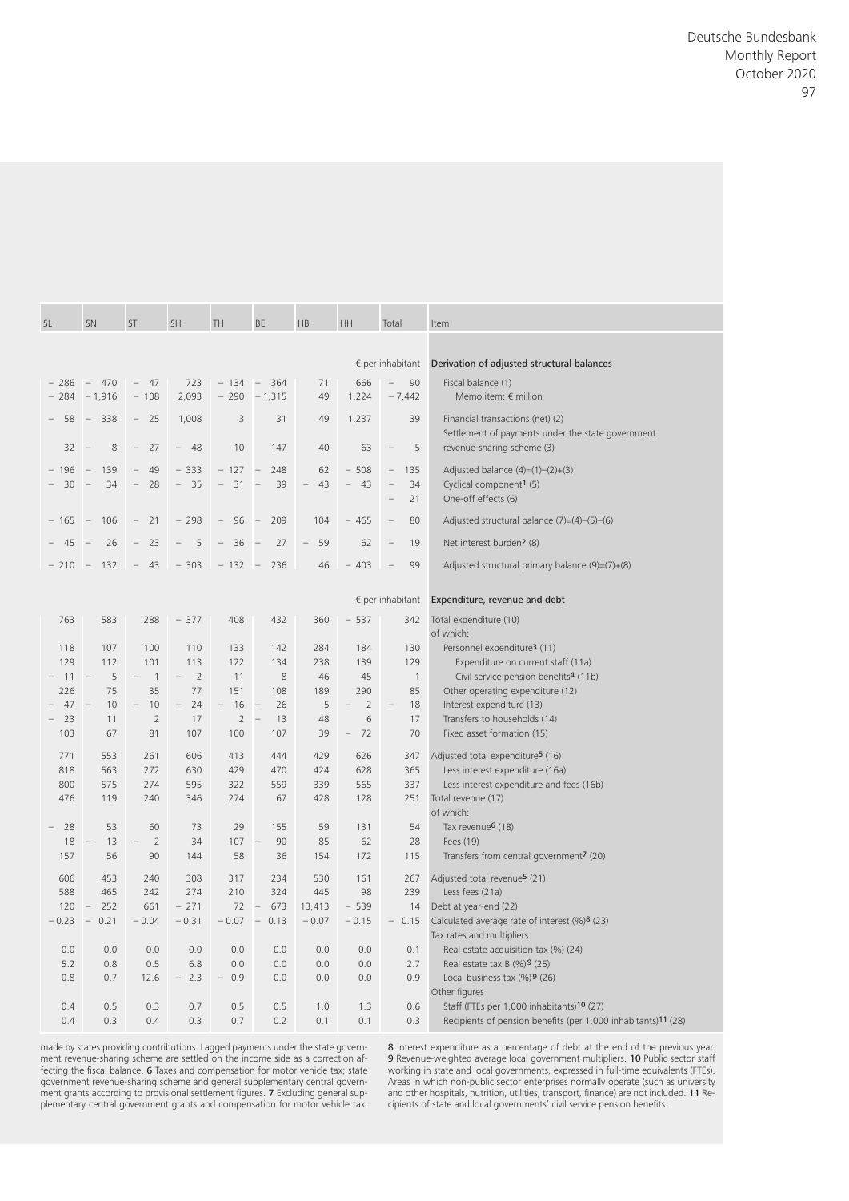| SL | SN | ST | SH | TH | BE | HB | HH | Total | Item |
|---|---|---|---|---|---|---|---|---|---|
| | | | | | | | | € per inhabitant | **Derivation of adjusted structural balances** |
| – 286 | – 470 | – 47 | 723 | – 134 | – 364 | 71 | 666 | – 90 | Fiscal balance (1) |
| – 284 | – 1,916 | – 108 | 2,093 | – 290 | – 1,315 | 49 | 1,224 | – 7,442 | Memo item: € million |
| – 58 | – 338 | – 25 | 1,008 | 3 | 31 | 49 | 1,237 | 39 | Financial transactions (net) (2) |
| 32 | – 8 | – 27 | – 48 | 10 | 147 | 40 | 63 | – 5 | Settlement of payments under the state government revenue-sharing scheme (3) |
| – 196 | – 139 | – 49 | – 333 | – 127 | – 248 | 62 | – 508 | – 135 | Adjusted balance (4)=(1)–(2)+(3) |
| – 30 | – 34 | – 28 | – 35 | – 31 | – 39 | – 43 | – 43 | – 34 | Cyclical component[1] (5) |
| | | | | | | | | – 21 | One-off effects (6) |
| – 165 | – 106 | – 21 | – 298 | – 96 | – 209 | 104 | – 465 | – 80 | Adjusted structural balance (7)=(4)–(5)–(6) |
| – 45 | – 26 | – 23 | – 5 | – 36 | – 27 | – 59 | 62 | – 19 | Net interest burden[2] (8) |
| – 210 | – 132 | – 43 | – 303 | – 132 | – 236 | 46 | – 403 | – 99 | Adjusted structural primary balance (9)=(7)+(8) |
| | | | | | | | | € per inhabitant | **Expenditure, revenue and debt** |
| 763 | 583 | 288 | – 377 | 408 | 432 | 360 | – 537 | 342 | Total expenditure (10) of which: |
| 118 | 107 | 100 | 110 | 133 | 142 | 284 | 184 | 130 | Personnel expenditure[3] (11) |
| 129 | 112 | 101 | 113 | 122 | 134 | 238 | 139 | 129 | Expenditure on current staff (11a) |
| – 11 | – 5 | – 1 | – 2 | 11 | 8 | 46 | 45 | 1 | Civil service pension benefits[4] (11b) |
| 226 | 75 | 35 | 77 | 151 | 108 | 189 | 290 | 85 | Other operating expenditure (12) |
| – 47 | – 10 | – 10 | – 24 | – 16 | – 26 | 5 | – 2 | – 18 | Interest expenditure (13) |
| – 23 | 11 | 2 | 17 | 2 | – 13 | 48 | 6 | 17 | Transfers to households (14) |
| 103 | 67 | 81 | 107 | 100 | 107 | 39 | – 72 | 70 | Fixed asset formation (15) |
| 771 | 553 | 261 | 606 | 413 | 444 | 429 | 626 | 347 | Adjusted total expenditure[5] (16) |
| 818 | 563 | 272 | 630 | 429 | 470 | 424 | 628 | 365 | Less interest expenditure (16a) |
| 800 | 575 | 274 | 595 | 322 | 559 | 339 | 565 | 337 | Less interest expenditure and fees (16b) |
| 476 | 119 | 240 | 346 | 274 | 67 | 428 | 128 | 251 | Total revenue (17) of which: |
| – 28 | 53 | 60 | 73 | 29 | 155 | 59 | 131 | 54 | Tax revenue[6] (18) |
| 18 | – 13 | – 2 | 34 | 107 | – 90 | 85 | 62 | 28 | Fees (19) |
| 157 | 56 | 90 | 144 | 58 | 36 | 154 | 172 | 115 | Transfers from central government[7] (20) |
| 606 | 453 | 240 | 308 | 317 | 234 | 530 | 161 | 267 | Adjusted total revenue[5] (21) |
| 588 | 465 | 242 | 274 | 210 | 324 | 445 | 98 | 239 | Less fees (21a) |
| 120 | – 252 | 661 | – 271 | 72 | – 673 | 13,413 | – 539 | 14 | Debt at year-end (22) |
| – 0.23 | – 0.21 | – 0.04 | – 0.31 | – 0.07 | – 0.13 | – 0.07 | – 0.15 | – 0.15 | Calculated average rate of interest (%)[8] (23) |
| | | | | | | | | | Tax rates and multipliers |
| 0.0 | 0.0 | 0.0 | 0.0 | 0.0 | 0.0 | 0.0 | 0.0 | 0.1 | Real estate acquisition tax (%) (24) |
| 5.2 | 0.8 | 0.5 | 6.8 | 0.0 | 0.0 | 0.0 | 0.0 | 2.7 | Real estate tax B (%)[9] (25) |
| 0.8 | 0.7 | 12.6 | – 2.3 | – 0.9 | 0.0 | 0.0 | 0.0 | 0.9 | Local business tax (%)[9] (26) |
| | | | | | | | | | Other figures |
| 0.4 | 0.5 | 0.3 | 0.7 | 0.5 | 0.5 | 1.0 | 1.3 | 0.6 | Staff (FTEs per 1,000 inhabitants)[10] (27) |
| 0.4 | 0.3 | 0.4 | 0.3 | 0.7 | 0.2 | 0.1 | 0.1 | 0.3 | Recipients of pension benefits (per 1,000 inhabitants)[11] (28) |

made by states providing contributions. Lagged payments under the state government revenue-sharing scheme are settled on the income side as a correction affecting the fiscal balance. **6** Taxes and compensation for motor vehicle tax; state government revenue-sharing scheme and general supplementary central government grants according to provisional settlement figures. **7** Excluding general supplementary central government grants and compensation for motor vehicle tax. **8** Interest expenditure as a percentage of debt at the end of the previous year. **9** Revenue-weighted average local government multipliers. **10** Public sector staff working in state and local governments, expressed in full-time equivalents (FTEs). Areas in which non-public sector enterprises normally operate (such as university and other hospitals, nutrition, utilities, transport, finance) are not included. **11** Recipients of state and local governments' civil service pension benefits.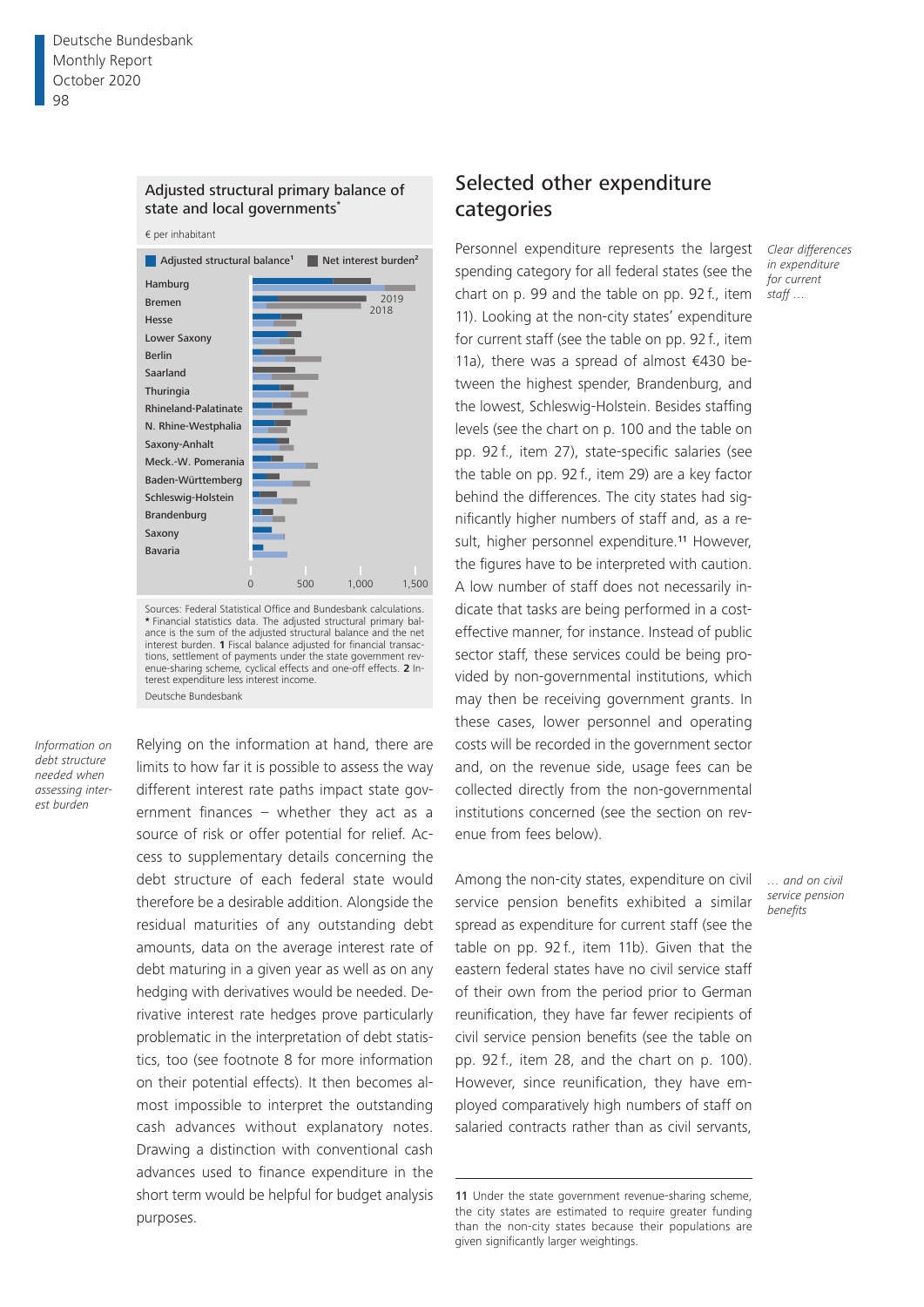Adjusted structural primary balance of state and local governments*

€ per inhabitant

Adjusted structural balance[1] | Net interest burden[2]

Hamburg, Bremen, Hesse, Lower Saxony, Berlin, Saarland, Thuringia, Rhineland-Palatinate, N. Rhine-Westphalia, Saxony-Anhalt, Meck.-W. Pomerania, Baden-Württemberg, Schleswig-Holstein, Brandenburg, Saxony, Bavaria

2019
2018

0 | 500 | 1,000 | 1,500

Sources: Federal Statistical Office and Bundesbank calculations. * Financial statistics data. The adjusted structural primary balance is the sum of the adjusted structural balance and the net interest burden. **1** Fiscal balance adjusted for financial transactions, settlement of payments under the state government revenue-sharing scheme, cyclical effects and one-off effects. **2** Interest expenditure less interest income.

Deutsche Bundesbank

*Information on debt structure needed when assessing interest burden*

Relying on the information at hand, there are limits to how far it is possible to assess the way different interest rate paths impact state government finances – whether they act as a source of risk or offer potential for relief. Access to supplementary details concerning the debt structure of each federal state would therefore be a desirable addition. Alongside the residual maturities of any outstanding debt amounts, data on the average interest rate of debt maturing in a given year as well as on any hedging with derivatives would be needed. Derivative interest rate hedges prove particularly problematic in the interpretation of debt statistics, too (see footnote 8 for more information on their potential effects). It then becomes almost impossible to interpret the outstanding cash advances without explanatory notes. Drawing a distinction with conventional cash advances used to finance expenditure in the short term would be helpful for budget analysis purposes.

## Selected other expenditure categories

*Clear differences in expenditure for current staff …*

Personnel expenditure represents the largest spending category for all federal states (see the chart on p. 99 and the table on pp. 92 f., item 11). Looking at the non-city states' expenditure for current staff (see the table on pp. 92 f., item 11a), there was a spread of almost €430 between the highest spender, Brandenburg, and the lowest, Schleswig-Holstein. Besides staffing levels (see the chart on p. 100 and the table on pp. 92 f., item 27), state-specific salaries (see the table on pp. 92 f., item 29) are a key factor behind the differences. The city states had significantly higher numbers of staff and, as a result, higher personnel expenditure.[11] However, the figures have to be interpreted with caution. A low number of staff does not necessarily indicate that tasks are being performed in a cost-effective manner, for instance. Instead of public sector staff, these services could be being provided by non-governmental institutions, which may then be receiving government grants. In these cases, lower personnel and operating costs will be recorded in the government sector and, on the revenue side, usage fees can be collected directly from the non-governmental institutions concerned (see the section on revenue from fees below).

*… and on civil service pension benefits*

Among the non-city states, expenditure on civil service pension benefits exhibited a similar spread as expenditure for current staff (see the table on pp. 92 f., item 11b). Given that the eastern federal states have no civil service staff of their own from the period prior to German reunification, they have far fewer recipients of civil service pension benefits (see the table on pp. 92 f., item 28, and the chart on p. 100). However, since reunification, they have employed comparatively high numbers of staff on salaried contracts rather than as civil servants,

**11** Under the state government revenue-sharing scheme, the city states are estimated to require greater funding than the non-city states because their populations are given significantly larger weightings.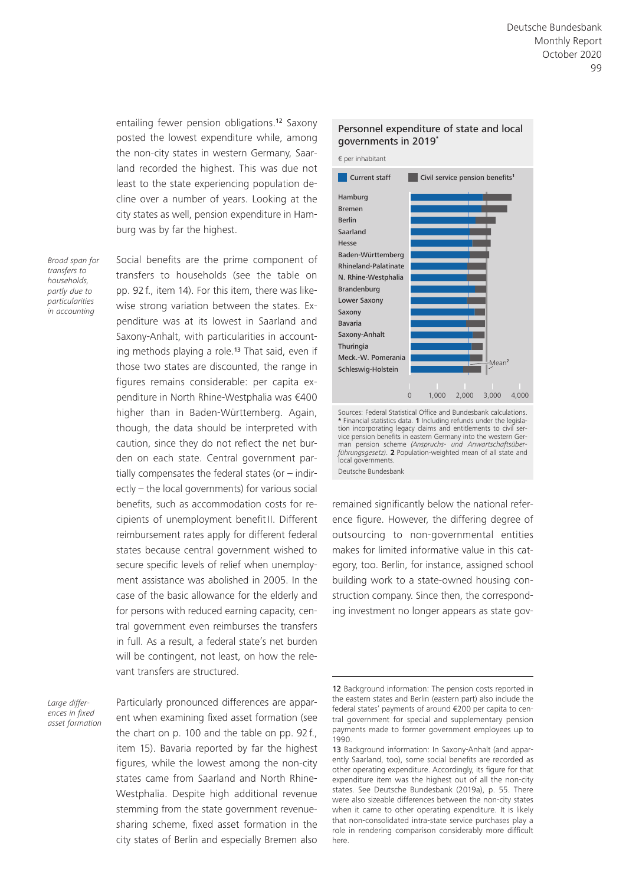entailing fewer pension obligations.[12] Saxony posted the lowest expenditure while, among the non-city states in western Germany, Saarland recorded the highest. This was due not least to the state experiencing population decline over a number of years. Looking at the city states as well, pension expenditure in Hamburg was by far the highest.

*Broad span for transfers to households, partly due to particularities in accounting*

Social benefits are the prime component of transfers to households (see the table on pp. 92 f., item 14). For this item, there was likewise strong variation between the states. Expenditure was at its lowest in Saarland and Saxony-Anhalt, with particularities in accounting methods playing a role.[13] That said, even if those two states are discounted, the range in figures remains considerable: per capita expenditure in North Rhine-Westphalia was €400 higher than in Baden-Württemberg. Again, though, the data should be interpreted with caution, since they do not reflect the net burden on each state. Central government partially compensates the federal states (or – indirectly – the local governments) for various social benefits, such as accommodation costs for recipients of unemployment benefit II. Different reimbursement rates apply for different federal states because central government wished to secure specific levels of relief when unemployment assistance was abolished in 2005. In the case of the basic allowance for the elderly and for persons with reduced earning capacity, central government even reimburses the transfers in full. As a result, a federal state's net burden will be contingent, not least, on how the relevant transfers are structured.

*Large differences in fixed asset formation*

Particularly pronounced differences are apparent when examining fixed asset formation (see the chart on p. 100 and the table on pp. 92 f., item 15). Bavaria reported by far the highest figures, while the lowest among the non-city states came from Saarland and North Rhine-Westphalia. Despite high additional revenue stemming from the state government revenue-sharing scheme, fixed asset formation in the city states of Berlin and especially Bremen also remained significantly below the national reference figure. However, the differing degree of outsourcing to non-governmental entities makes for limited informative value in this category, too. Berlin, for instance, assigned school building work to a state-owned housing construction company. Since then, the corresponding investment no longer appears as state gov-

**Personnel expenditure of state and local governments in 2019***

€ per inhabitant

Legend: Current staff; Civil service pension benefits[1]

States (top to bottom): Hamburg, Bremen, Berlin, Saarland, Hesse, Baden-Württemberg, Rhineland-Palatinate, N. Rhine-Westphalia, Brandenburg, Lower Saxony, Saxony, Bavaria, Saxony-Anhalt, Thuringia, Meck.-W. Pomerania, Schleswig-Holstein; Mean[2]

Axis: 0, 1,000, 2,000, 3,000, 4,000

Sources: Federal Statistical Office and Bundesbank calculations. * Financial statistics data. **1** Including refunds under the legislation incorporating legacy claims and entitlements to civil service pension benefits in eastern Germany into the western German pension scheme *(Anspruchs- und Anwartschaftsüberführungsgesetz)*. **2** Population-weighted mean of all state and local governments.

Deutsche Bundesbank

---

12 Background information: The pension costs reported in the eastern states and Berlin (eastern part) also include the federal states' payments of around €200 per capita to central government for special and supplementary pension payments made to former government employees up to 1990.

13 Background information: In Saxony-Anhalt (and apparently Saarland, too), some social benefits are recorded as other operating expenditure. Accordingly, its figure for that expenditure item was the highest out of all the non-city states. See Deutsche Bundesbank (2019a), p. 55. There were also sizeable differences between the non-city states when it came to other operating expenditure. It is likely that non-consolidated intra-state service purchases play a role in rendering comparison considerably more difficult here.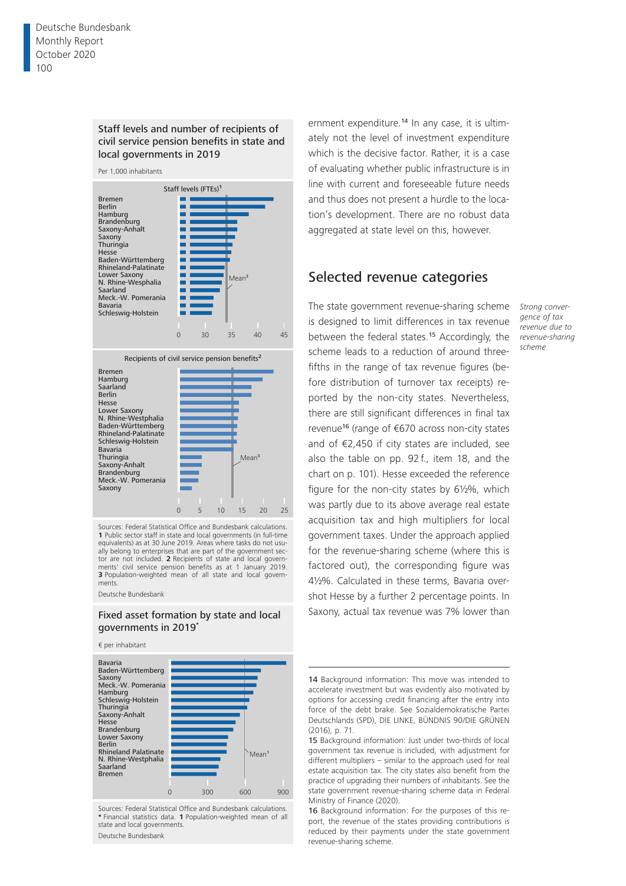### Staff levels and number of recipients of civil service pension benefits in state and local governments in 2019

Per 1,000 inhabitants

Staff levels (FTEs)[1]

Bremen, Berlin, Hamburg, Brandenburg, Saxony-Anhalt, Saxony, Thuringia, Hesse, Baden-Württemberg, Rhineland-Palatinate, Lower Saxony, N. Rhine-Wesphalia, Saarland, Meck.-W. Pomerania, Bavaria, Schleswig-Holstein

Mean[3]

0 30 35 40 45

Recipients of civil service pension benefits[2]

Bremen, Hamburg, Saarland, Berlin, Hesse, Lower Saxony, N. Rhine-Westphalia, Baden-Württemberg, Rhineland-Palatinate, Schleswig-Holstein, Bavaria, Thuringia, Saxony-Anhalt, Brandenburg, Meck.-W. Pomerania, Saxony

Mean[3]

0 5 10 15 20 25

Sources: Federal Statistical Office and Bundesbank calculations. **1** Public sector staff in state and local governments (in full-time equivalents) as at 30 June 2019. Areas where tasks do not usually belong to enterprises that are part of the government sector are not included. **2** Recipients of state and local governments' civil service pension benefits as at 1 January 2019. **3** Population-weighted mean of all state and local governments.

Deutsche Bundesbank

### Fixed asset formation by state and local governments in 2019*

€ per inhabitant

Bavaria, Baden-Württemberg, Saxony, Meck.-W. Pomerania, Hamburg, Schleswig-Holstein, Thuringia, Saxony-Anhalt, Hesse, Brandenburg, Lower Saxony, Berlin, Rhineland Palatinate, N. Rhine-Westphalia, Saarland, Bremen

Mean[1]

0 300 600 900

Sources: Federal Statistical Office and Bundesbank calculations. * Financial statistics data. **1** Population-weighted mean of all state and local governments.

Deutsche Bundesbank

ernment expenditure.[14] In any case, it is ultimately not the level of investment expenditure which is the decisive factor. Rather, it is a case of evaluating whether public infrastructure is in line with current and foreseeable future needs and thus does not present a hurdle to the location's development. There are no robust data aggregated at state level on this, however.

## Selected revenue categories

*Strong convergence of tax revenue due to revenue-sharing scheme*

The state government revenue-sharing scheme is designed to limit differences in tax revenue between the federal states.[15] Accordingly, the scheme leads to a reduction of around three-fifths in the range of tax revenue figures (before distribution of turnover tax receipts) reported by the non-city states. Nevertheless, there are still significant differences in final tax revenue[16] (range of €670 across non-city states and of €2,450 if city states are included, see also the table on pp. 92 f., item 18, and the chart on p. 101). Hesse exceeded the reference figure for the non-city states by 6½%, which was partly due to its above average real estate acquisition tax and high multipliers for local government taxes. Under the approach applied for the revenue-sharing scheme (where this is factored out), the corresponding figure was 4½%. Calculated in these terms, Bavaria overshot Hesse by a further 2 percentage points. In Saxony, actual tax revenue was 7% lower than

---

14 Background information: This move was intended to accelerate investment but was evidently also motivated by options for accessing credit financing after the entry into force of the debt brake. See Sozialdemokratische Partei Deutschlands (SPD), DIE LINKE, BÜNDNIS 90/DIE GRÜNEN (2016), p. 71.

15 Background information: Just under two-thirds of local government tax revenue is included, with adjustment for different multipliers – similar to the approach used for real estate acquisition tax. The city states also benefit from the practice of upgrading their numbers of inhabitants. See the state government revenue-sharing scheme data in Federal Ministry of Finance (2020).

16 Background information: For the purposes of this report, the revenue of the states providing contributions is reduced by their payments under the state government revenue-sharing scheme.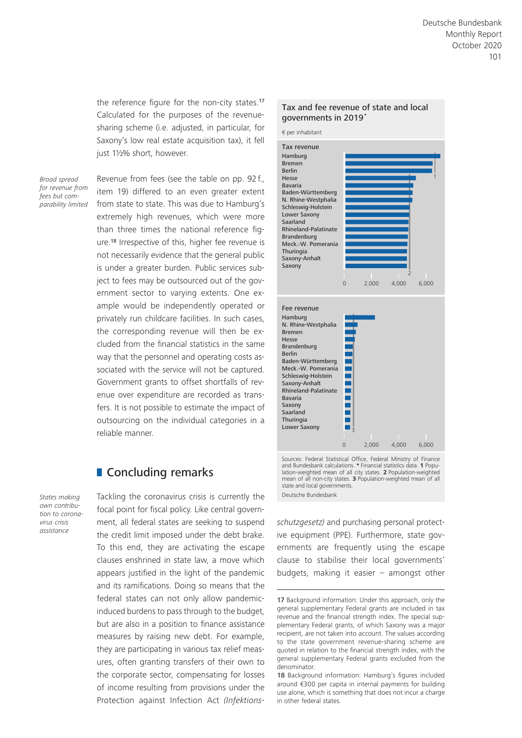the reference figure for the non-city states.[17] Calculated for the purposes of the revenue-sharing scheme (i.e. adjusted, in particular, for Saxony's low real estate acquisition tax), it fell just 1½% short, however.

*Broad spread for revenue from fees but comparability limited*

Revenue from fees (see the table on pp. 92 f., item 19) differed to an even greater extent from state to state. This was due to Hamburg's extremely high revenues, which were more than three times the national reference figure.[18] Irrespective of this, higher fee revenue is not necessarily evidence that the general public is under a greater burden. Public services subject to fees may be outsourced out of the government sector to varying extents. One example would be independently operated or privately run childcare facilities. In such cases, the corresponding revenue will then be excluded from the financial statistics in the same way that the personnel and operating costs associated with the service will not be captured. Government grants to offset shortfalls of revenue over expenditure are recorded as transfers. It is not possible to estimate the impact of outsourcing on the individual categories in a reliable manner.

**Tax and fee revenue of state and local governments in 2019***

€ per inhabitant

Tax revenue: Hamburg, Bremen, Berlin, Hesse, Bavaria, Baden-Württemberg, N. Rhine-Westphalia, Schleswig-Holstein, Lower Saxony, Saarland, Rhineland-Palatinate, Brandenburg, Meck.-W. Pomerania, Thuringia, Saxony-Anhalt, Saxony (scale 0 – 2,000 – 4,000 – 6,000; reference lines 1, 2)

Fee revenue: Hamburg, N. Rhine-Westphalia, Bremen, Hesse, Brandenburg, Berlin, Baden-Württemberg, Meck.-W. Pomerania, Schleswig-Holstein, Saxony-Anhalt, Rhineland-Palatinate, Bavaria, Saxony, Saarland, Thuringia, Lower Saxony (scale 0 – 2,000 – 4,000 – 6,000; reference line 3)

Sources: Federal Statistical Office, Federal Ministry of Finance and Bundesbank calculations. * Financial statistics data. 1 Population-weighted mean of all city states. 2 Population-weighted mean of all non-city states. 3 Population-weighted mean of all state and local governments.

Deutsche Bundesbank

## Concluding remarks

*States making own contribution to coronavirus crisis assistance*

Tackling the coronavirus crisis is currently the focal point for fiscal policy. Like central government, all federal states are seeking to suspend the credit limit imposed under the debt brake. To this end, they are activating the escape clauses enshrined in state law, a move which appears justified in the light of the pandemic and its ramifications. Doing so means that the federal states can not only allow pandemic-induced burdens to pass through to the budget, but are also in a position to finance assistance measures by raising new debt. For example, they are participating in various tax relief measures, often granting transfers of their own to the corporate sector, compensating for losses of income resulting from provisions under the Protection against Infection Act *(Infektionsschutzgesetz)* and purchasing personal protective equipment (PPE). Furthermore, state governments are frequently using the escape clause to stabilise their local governments' budgets, making it easier – amongst other

17 Background information: Under this approach, only the general supplementary Federal grants are included in tax revenue and the financial strength index. The special supplementary Federal grants, of which Saxony was a major recipient, are not taken into account. The values according to the state government revenue-sharing scheme are quoted in relation to the financial strength index, with the general supplementary Federal grants excluded from the denominator.

18 Background information: Hamburg's figures included around €300 per capita in internal payments for building use alone, which is something that does not incur a charge in other federal states.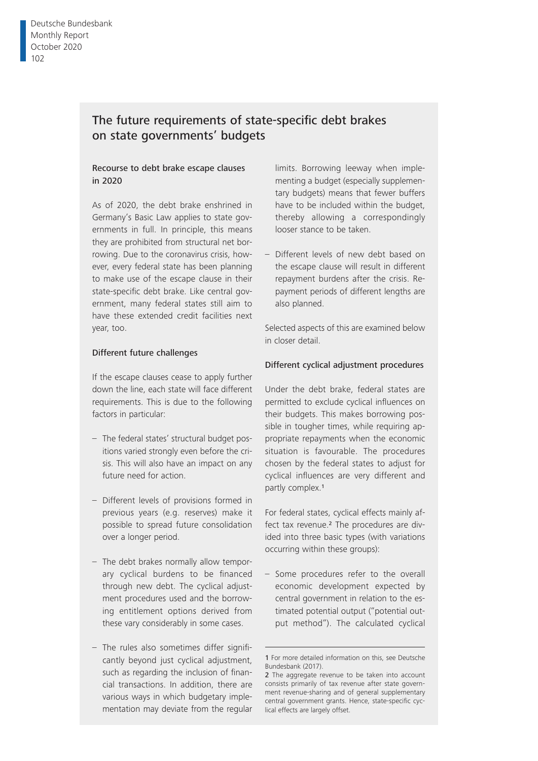## The future requirements of state-specific debt brakes on state governments' budgets

### Recourse to debt brake escape clauses in 2020

As of 2020, the debt brake enshrined in Germany's Basic Law applies to state governments in full. In principle, this means they are prohibited from structural net borrowing. Due to the coronavirus crisis, however, every federal state has been planning to make use of the escape clause in their state-specific debt brake. Like central government, many federal states still aim to have these extended credit facilities next year, too.

### Different future challenges

If the escape clauses cease to apply further down the line, each state will face different requirements. This is due to the following factors in particular:

- The federal states' structural budget positions varied strongly even before the crisis. This will also have an impact on any future need for action.
- Different levels of provisions formed in previous years (e.g. reserves) make it possible to spread future consolidation over a longer period.
- The debt brakes normally allow temporary cyclical burdens to be financed through new debt. The cyclical adjustment procedures used and the borrowing entitlement options derived from these vary considerably in some cases.
- The rules also sometimes differ significantly beyond just cyclical adjustment, such as regarding the inclusion of financial transactions. In addition, there are various ways in which budgetary implementation may deviate from the regular limits. Borrowing leeway when implementing a budget (especially supplementary budgets) means that fewer buffers have to be included within the budget, thereby allowing a correspondingly looser stance to be taken.
- Different levels of new debt based on the escape clause will result in different repayment burdens after the crisis. Repayment periods of different lengths are also planned.

Selected aspects of this are examined below in closer detail.

### Different cyclical adjustment procedures

Under the debt brake, federal states are permitted to exclude cyclical influences on their budgets. This makes borrowing possible in tougher times, while requiring appropriate repayments when the economic situation is favourable. The procedures chosen by the federal states to adjust for cyclical influences are very different and partly complex.[1]

For federal states, cyclical effects mainly affect tax revenue.[2] The procedures are divided into three basic types (with variations occurring within these groups):

- Some procedures refer to the overall economic development expected by central government in relation to the estimated potential output ("potential output method"). The calculated cyclical

---

[1] For more detailed information on this, see Deutsche Bundesbank (2017).

[2] The aggregate revenue to be taken into account consists primarily of tax revenue after state government revenue-sharing and of general supplementary central government grants. Hence, state-specific cyclical effects are largely offset.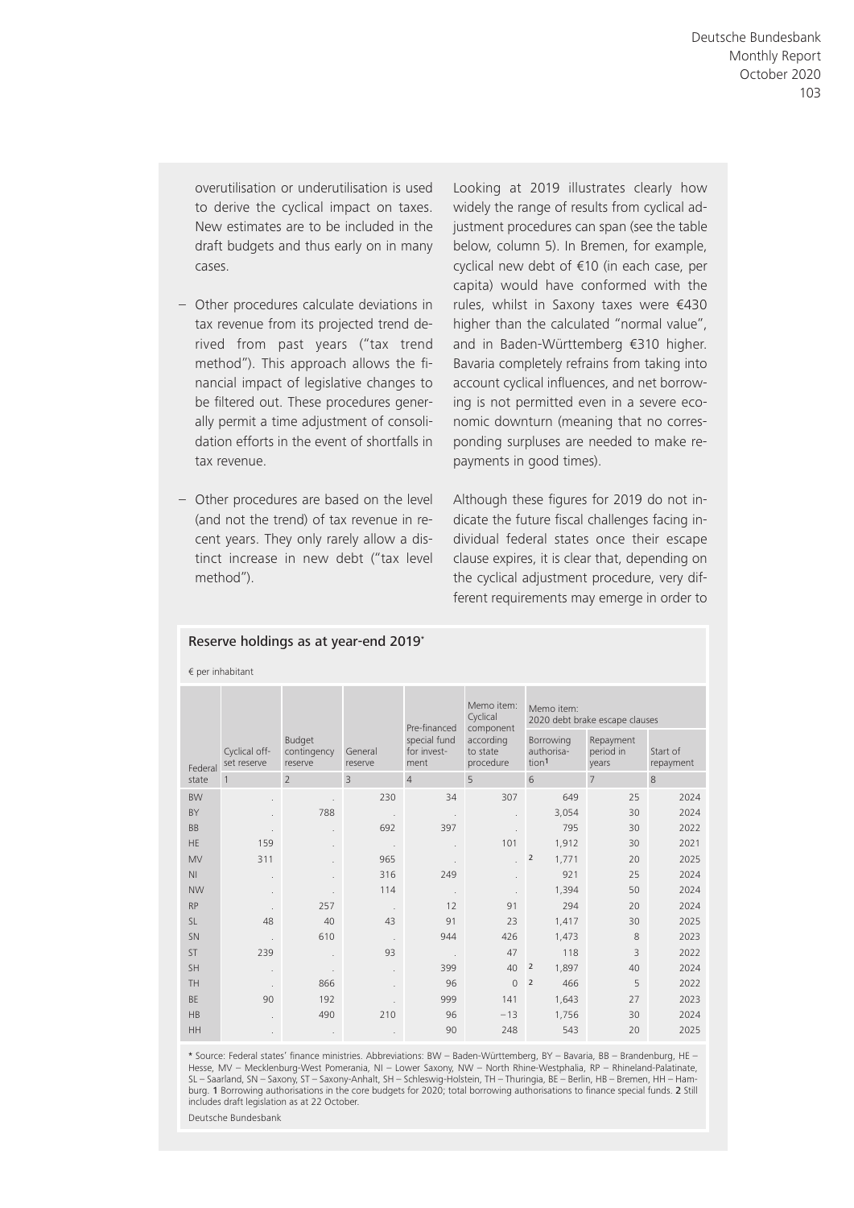overutilisation or underutilisation is used to derive the cyclical impact on taxes. New estimates are to be included in the draft budgets and thus early on in many cases.

- Other procedures calculate deviations in tax revenue from its projected trend derived from past years ("tax trend method"). This approach allows the financial impact of legislative changes to be filtered out. These procedures generally permit a time adjustment of consolidation efforts in the event of shortfalls in tax revenue.
- Other procedures are based on the level (and not the trend) of tax revenue in recent years. They only rarely allow a distinct increase in new debt ("tax level method").

Looking at 2019 illustrates clearly how widely the range of results from cyclical adjustment procedures can span (see the table below, column 5). In Bremen, for example, cyclical new debt of €10 (in each case, per capita) would have conformed with the rules, whilst in Saxony taxes were €430 higher than the calculated "normal value", and in Baden-Württemberg €310 higher. Bavaria completely refrains from taking into account cyclical influences, and net borrowing is not permitted even in a severe economic downturn (meaning that no corresponding surpluses are needed to make repayments in good times).

Although these figures for 2019 do not indicate the future fiscal challenges facing individual federal states once their escape clause expires, it is clear that, depending on the cyclical adjustment procedure, very different requirements may emerge in order to

**Reserve holdings as at year-end 2019***

€ per inhabitant

| Federal state | Cyclical off-set reserve | Budget contingency reserve | General reserve | Pre-financed special fund for invest-ment | Memo item: Cyclical component according to state procedure | Memo item: 2020 debt brake escape clauses | | |
|---|---|---|---|---|---|---|---|---|
| | | | | | | Borrowing authorisa-tion[1] | Repayment period in years | Start of repayment |
| | 1 | 2 | 3 | 4 | 5 | 6 | 7 | 8 |
| BW | . | . | 230 | 34 | 307 | 649 | 25 | 2024 |
| BY | . | 788 | . | . | . | 3,054 | 30 | 2024 |
| BB | . | . | 692 | 397 | . | 795 | 30 | 2022 |
| HE | 159 | . | . | . | 101 | 1,912 | 30 | 2021 |
| MV | 311 | . | 965 | . | . | [2] 1,771 | 20 | 2025 |
| NI | . | . | 316 | 249 | . | 921 | 25 | 2024 |
| NW | . | . | 114 | . | . | 1,394 | 50 | 2024 |
| RP | . | 257 | . | 12 | 91 | 294 | 20 | 2024 |
| SL | 48 | 40 | 43 | 91 | 23 | 1,417 | 30 | 2025 |
| SN | . | 610 | . | 944 | 426 | 1,473 | 8 | 2023 |
| ST | 239 | . | 93 | . | 47 | 118 | 3 | 2022 |
| SH | . | . | . | 399 | 40 | [2] 1,897 | 40 | 2024 |
| TH | . | 866 | . | 96 | 0 | [2] 466 | 5 | 2022 |
| BE | 90 | 192 | . | 999 | 141 | 1,643 | 27 | 2023 |
| HB | . | 490 | 210 | 96 | −13 | 1,756 | 30 | 2024 |
| HH | . | . | . | 90 | 248 | 543 | 20 | 2025 |

* Source: Federal states' finance ministries. Abbreviations: BW – Baden-Württemberg, BY – Bavaria, BB – Brandenburg, HE – Hesse, MV – Mecklenburg-West Pomerania, NI – Lower Saxony, NW – North Rhine-Westphalia, RP – Rhineland-Palatinate, SL – Saarland, SN – Saxony, ST – Saxony-Anhalt, SH – Schleswig-Holstein, TH – Thuringia, BE – Berlin, HB – Bremen, HH – Hamburg. 1 Borrowing authorisations in the core budgets for 2020; total borrowing authorisations to finance special funds. 2 Still includes draft legislation as at 22 October.

Deutsche Bundesbank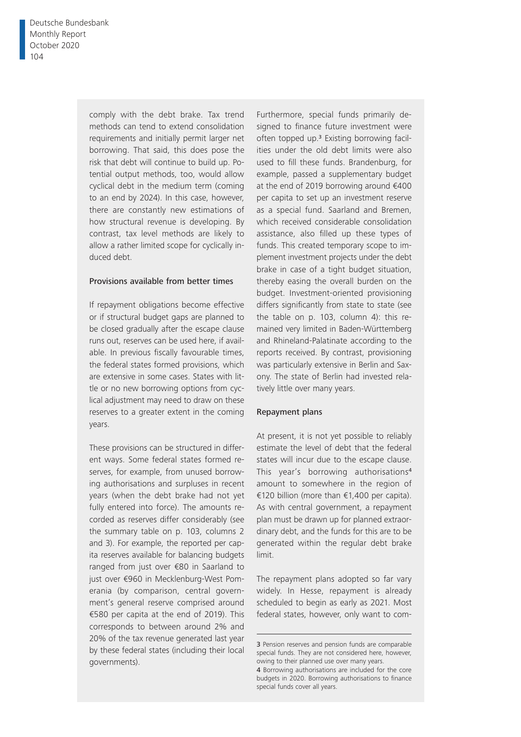comply with the debt brake. Tax trend methods can tend to extend consolidation requirements and initially permit larger net borrowing. That said, this does pose the risk that debt will continue to build up. Potential output methods, too, would allow cyclical debt in the medium term (coming to an end by 2024). In this case, however, there are constantly new estimations of how structural revenue is developing. By contrast, tax level methods are likely to allow a rather limited scope for cyclically induced debt.

### Provisions available from better times

If repayment obligations become effective or if structural budget gaps are planned to be closed gradually after the escape clause runs out, reserves can be used here, if available. In previous fiscally favourable times, the federal states formed provisions, which are extensive in some cases. States with little or no new borrowing options from cyclical adjustment may need to draw on these reserves to a greater extent in the coming years.

These provisions can be structured in different ways. Some federal states formed reserves, for example, from unused borrowing authorisations and surpluses in recent years (when the debt brake had not yet fully entered into force). The amounts recorded as reserves differ considerably (see the summary table on p. 103, columns 2 and 3). For example, the reported per capita reserves available for balancing budgets ranged from just over €80 in Saarland to just over €960 in Mecklenburg-West Pomerania (by comparison, central government's general reserve comprised around €580 per capita at the end of 2019). This corresponds to between around 2% and 20% of the tax revenue generated last year by these federal states (including their local governments).

Furthermore, special funds primarily designed to finance future investment were often topped up.[3] Existing borrowing facilities under the old debt limits were also used to fill these funds. Brandenburg, for example, passed a supplementary budget at the end of 2019 borrowing around €400 per capita to set up an investment reserve as a special fund. Saarland and Bremen, which received considerable consolidation assistance, also filled up these types of funds. This created temporary scope to implement investment projects under the debt brake in case of a tight budget situation, thereby easing the overall burden on the budget. Investment-oriented provisioning differs significantly from state to state (see the table on p. 103, column 4): this remained very limited in Baden-Württemberg and Rhineland-Palatinate according to the reports received. By contrast, provisioning was particularly extensive in Berlin and Saxony. The state of Berlin had invested relatively little over many years.

### Repayment plans

At present, it is not yet possible to reliably estimate the level of debt that the federal states will incur due to the escape clause. This year's borrowing authorisations[4] amount to somewhere in the region of €120 billion (more than €1,400 per capita). As with central government, a repayment plan must be drawn up for planned extraordinary debt, and the funds for this are to be generated within the regular debt brake limit.

The repayment plans adopted so far vary widely. In Hesse, repayment is already scheduled to begin as early as 2021. Most federal states, however, only want to com-

---

3 Pension reserves and pension funds are comparable special funds. They are not considered here, however, owing to their planned use over many years.

4 Borrowing authorisations are included for the core budgets in 2020. Borrowing authorisations to finance special funds cover all years.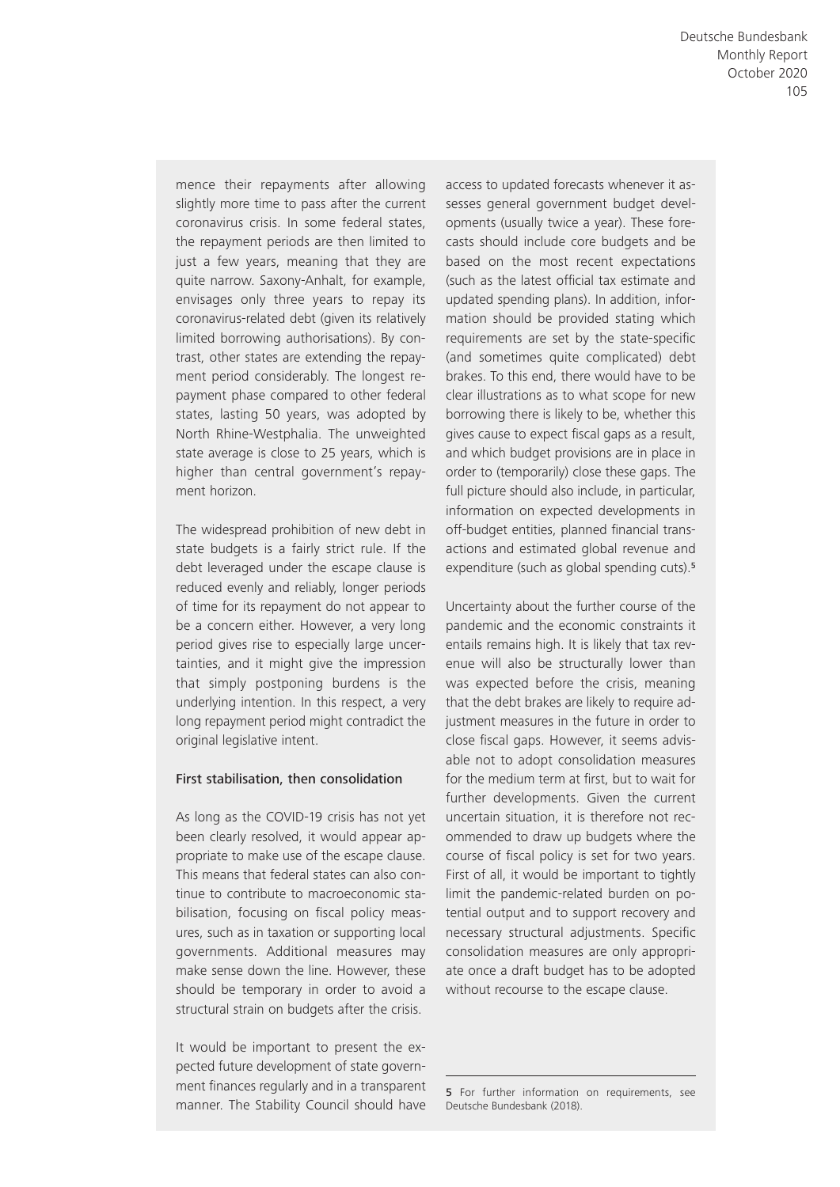mence their repayments after allowing slightly more time to pass after the current coronavirus crisis. In some federal states, the repayment periods are then limited to just a few years, meaning that they are quite narrow. Saxony-Anhalt, for example, envisages only three years to repay its coronavirus-related debt (given its relatively limited borrowing authorisations). By contrast, other states are extending the repayment period considerably. The longest repayment phase compared to other federal states, lasting 50 years, was adopted by North Rhine-Westphalia. The unweighted state average is close to 25 years, which is higher than central government's repayment horizon.

The widespread prohibition of new debt in state budgets is a fairly strict rule. If the debt leveraged under the escape clause is reduced evenly and reliably, longer periods of time for its repayment do not appear to be a concern either. However, a very long period gives rise to especially large uncertainties, and it might give the impression that simply postponing burdens is the underlying intention. In this respect, a very long repayment period might contradict the original legislative intent.

### First stabilisation, then consolidation

As long as the COVID-19 crisis has not yet been clearly resolved, it would appear appropriate to make use of the escape clause. This means that federal states can also continue to contribute to macroeconomic stabilisation, focusing on fiscal policy measures, such as in taxation or supporting local governments. Additional measures may make sense down the line. However, these should be temporary in order to avoid a structural strain on budgets after the crisis.

It would be important to present the expected future development of state government finances regularly and in a transparent manner. The Stability Council should have access to updated forecasts whenever it assesses general government budget developments (usually twice a year). These forecasts should include core budgets and be based on the most recent expectations (such as the latest official tax estimate and updated spending plans). In addition, information should be provided stating which requirements are set by the state-specific (and sometimes quite complicated) debt brakes. To this end, there would have to be clear illustrations as to what scope for new borrowing there is likely to be, whether this gives cause to expect fiscal gaps as a result, and which budget provisions are in place in order to (temporarily) close these gaps. The full picture should also include, in particular, information on expected developments in off-budget entities, planned financial transactions and estimated global revenue and expenditure (such as global spending cuts).[5]

Uncertainty about the further course of the pandemic and the economic constraints it entails remains high. It is likely that tax revenue will also be structurally lower than was expected before the crisis, meaning that the debt brakes are likely to require adjustment measures in the future in order to close fiscal gaps. However, it seems advisable not to adopt consolidation measures for the medium term at first, but to wait for further developments. Given the current uncertain situation, it is therefore not recommended to draw up budgets where the course of fiscal policy is set for two years. First of all, it would be important to tightly limit the pandemic-related burden on potential output and to support recovery and necessary structural adjustments. Specific consolidation measures are only appropriate once a draft budget has to be adopted without recourse to the escape clause.

---

[5] For further information on requirements, see Deutsche Bundesbank (2018).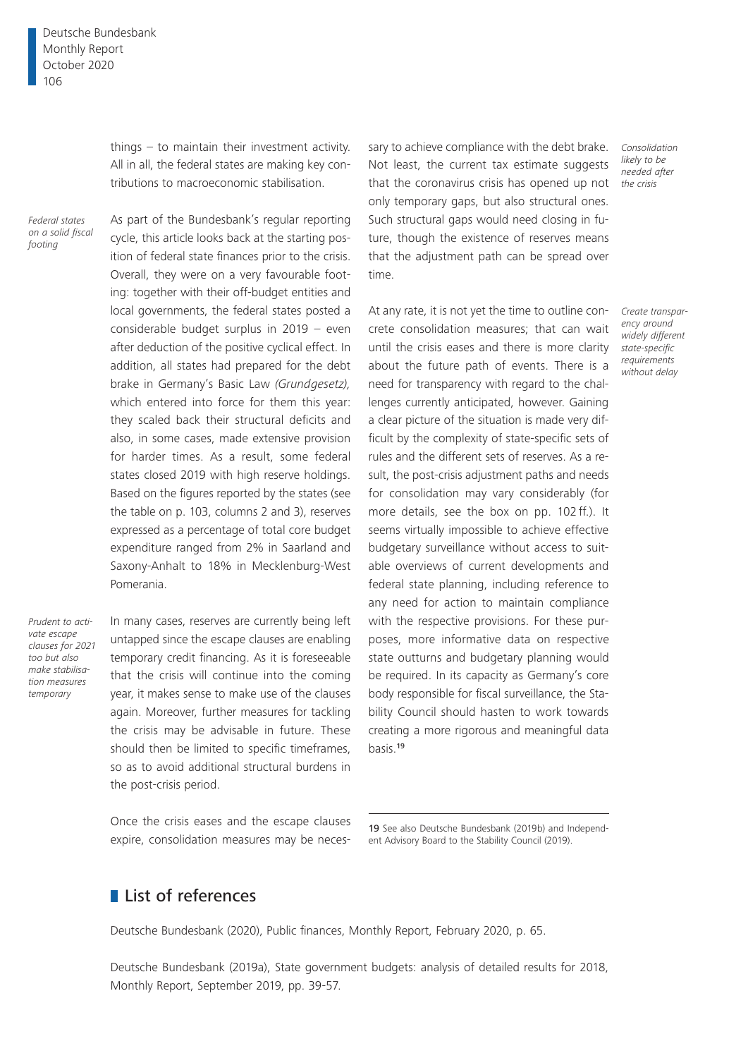things – to maintain their investment activity. All in all, the federal states are making key contributions to macroeconomic stabilisation.

*Federal states on a solid fiscal footing*

As part of the Bundesbank's regular reporting cycle, this article looks back at the starting position of federal state finances prior to the crisis. Overall, they were on a very favourable footing: together with their off-budget entities and local governments, the federal states posted a considerable budget surplus in 2019 – even after deduction of the positive cyclical effect. In addition, all states had prepared for the debt brake in Germany's Basic Law *(Grundgesetz),* which entered into force for them this year: they scaled back their structural deficits and also, in some cases, made extensive provision for harder times. As a result, some federal states closed 2019 with high reserve holdings. Based on the figures reported by the states (see the table on p. 103, columns 2 and 3), reserves expressed as a percentage of total core budget expenditure ranged from 2% in Saarland and Saxony-Anhalt to 18% in Mecklenburg-West Pomerania.

*Prudent to activate escape clauses for 2021 too but also make stabilisation measures temporary*

In many cases, reserves are currently being left untapped since the escape clauses are enabling temporary credit financing. As it is foreseeable that the crisis will continue into the coming year, it makes sense to make use of the clauses again. Moreover, further measures for tackling the crisis may be advisable in future. These should then be limited to specific timeframes, so as to avoid additional structural burdens in the post-crisis period.

*Consolidation likely to be needed after the crisis*

Once the crisis eases and the escape clauses expire, consolidation measures may be necessary to achieve compliance with the debt brake. Not least, the current tax estimate suggests that the coronavirus crisis has opened up not only temporary gaps, but also structural ones. Such structural gaps would need closing in future, though the existence of reserves means that the adjustment path can be spread over time.

*Create transparency around widely different state-specific requirements without delay*

At any rate, it is not yet the time to outline concrete consolidation measures; that can wait until the crisis eases and there is more clarity about the future path of events. There is a need for transparency with regard to the challenges currently anticipated, however. Gaining a clear picture of the situation is made very difficult by the complexity of state-specific sets of rules and the different sets of reserves. As a result, the post-crisis adjustment paths and needs for consolidation may vary considerably (for more details, see the box on pp. 102 ff.). It seems virtually impossible to achieve effective budgetary surveillance without access to suitable overviews of current developments and federal state planning, including reference to any need for action to maintain compliance with the respective provisions. For these purposes, more informative data on respective state outturns and budgetary planning would be required. In its capacity as Germany's core body responsible for fiscal surveillance, the Stability Council should hasten to work towards creating a more rigorous and meaningful data basis.[19]

[19] See also Deutsche Bundesbank (2019b) and Independent Advisory Board to the Stability Council (2019).

## List of references

Deutsche Bundesbank (2020), Public finances, Monthly Report, February 2020, p. 65.

Deutsche Bundesbank (2019a), State government budgets: analysis of detailed results for 2018, Monthly Report, September 2019, pp. 39-57.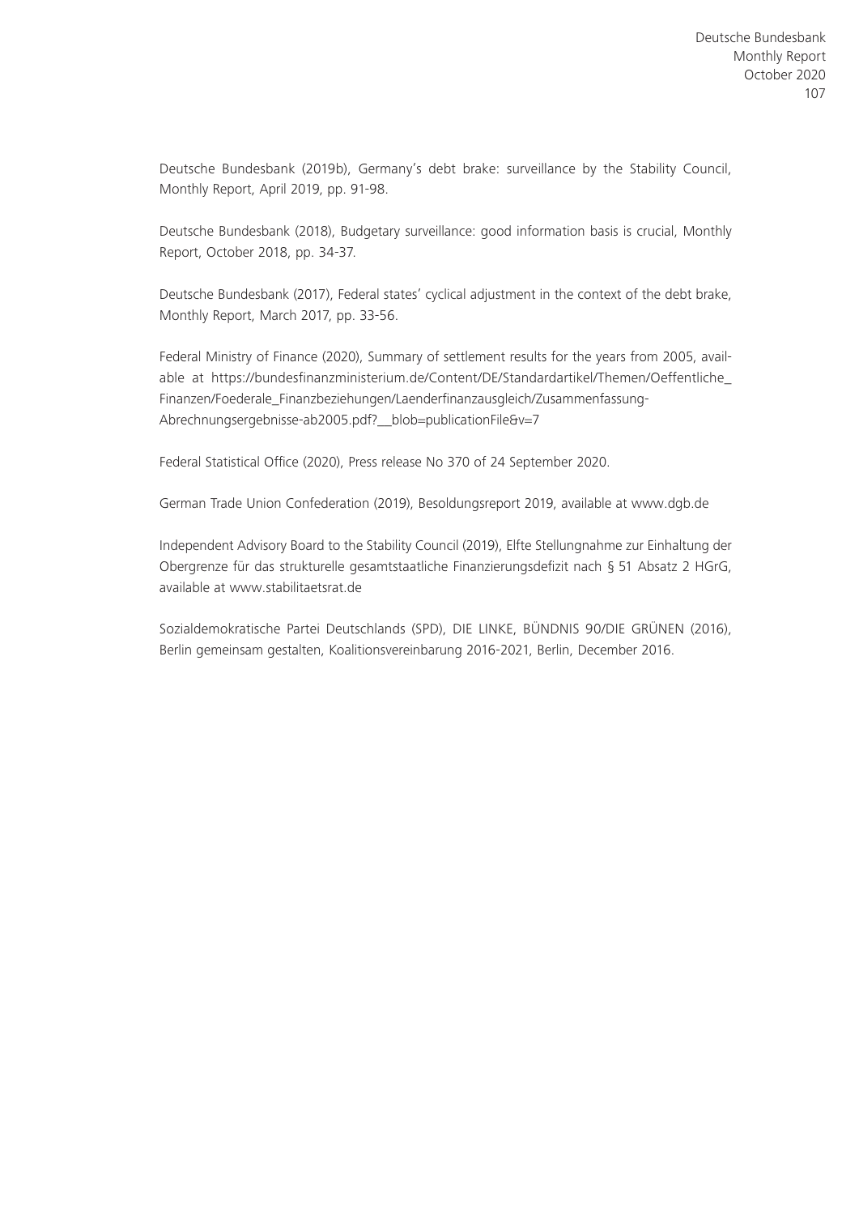Deutsche Bundesbank (2019b), Germany's debt brake: surveillance by the Stability Council, Monthly Report, April 2019, pp. 91-98.

Deutsche Bundesbank (2018), Budgetary surveillance: good information basis is crucial, Monthly Report, October 2018, pp. 34-37.

Deutsche Bundesbank (2017), Federal states' cyclical adjustment in the context of the debt brake, Monthly Report, March 2017, pp. 33-56.

Federal Ministry of Finance (2020), Summary of settlement results for the years from 2005, available at https://bundesfinanzministerium.de/Content/DE/Standardartikel/Themen/Oeffentliche_Finanzen/Foederale_Finanzbeziehungen/Laenderfinanzausgleich/Zusammenfassung-Abrechnungsergebnisse-ab2005.pdf?__blob=publicationFile&v=7

Federal Statistical Office (2020), Press release No 370 of 24 September 2020.

German Trade Union Confederation (2019), Besoldungsreport 2019, available at www.dgb.de

Independent Advisory Board to the Stability Council (2019), Elfte Stellungnahme zur Einhaltung der Obergrenze für das strukturelle gesamtstaatliche Finanzierungsdefizit nach § 51 Absatz 2 HGrG, available at www.stabilitaetsrat.de

Sozialdemokratische Partei Deutschlands (SPD), DIE LINKE, BÜNDNIS 90/DIE GRÜNEN (2016), Berlin gemeinsam gestalten, Koalitionsvereinbarung 2016-2021, Berlin, December 2016.